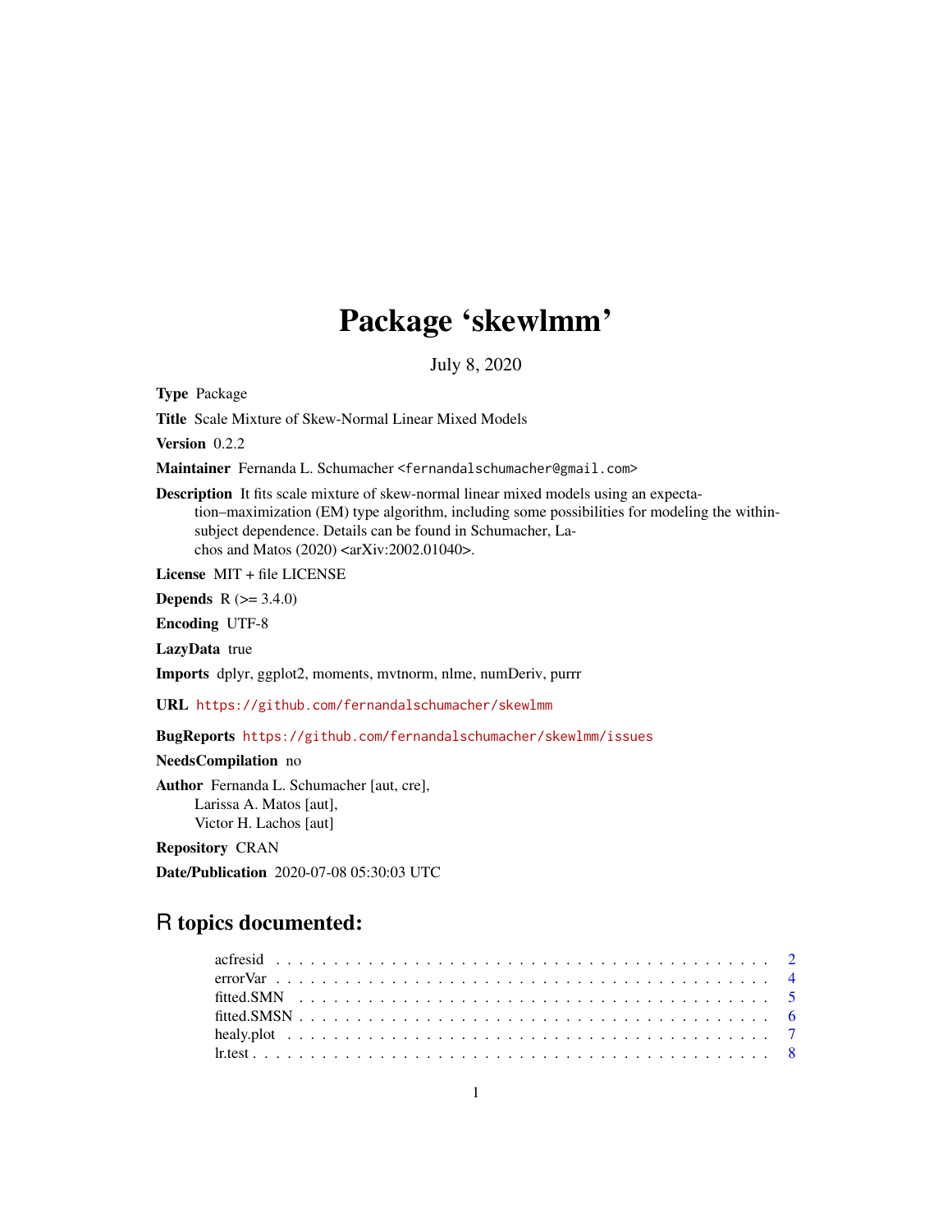# Package 'skewlmm'

July 8, 2020

**Type** Package

**Title** Scale Mixture of Skew-Normal Linear Mixed Models

**Version** 0.2.2

**Maintainer** Fernanda L. Schumacher <fernandalschumacher@gmail.com>

**Description** It fits scale mixture of skew-normal linear mixed models using an expectation–maximization (EM) type algorithm, including some possibilities for modeling the within-subject dependence. Details can be found in Schumacher, Lachos and Matos (2020) <arXiv:2002.01040>.

**License** MIT + file LICENSE

**Depends** R (>= 3.4.0)

**Encoding** UTF-8

**LazyData** true

**Imports** dplyr, ggplot2, moments, mvtnorm, nlme, numDeriv, purrr

**URL** https://github.com/fernandalschumacher/skewlmm

**BugReports** https://github.com/fernandalschumacher/skewlmm/issues

**NeedsCompilation** no

**Author** Fernanda L. Schumacher [aut, cre],
Larissa A. Matos [aut],
Victor H. Lachos [aut]

**Repository** CRAN

**Date/Publication** 2020-07-08 05:30:03 UTC

## R topics documented:

acfresid . . . . . . . . . . . . . . . . . . . . . . . . . . . . . . . . . . . . . . . . . . 2
errorVar . . . . . . . . . . . . . . . . . . . . . . . . . . . . . . . . . . . . . . . . . . 4
fitted.SMN . . . . . . . . . . . . . . . . . . . . . . . . . . . . . . . . . . . . . . . . . 5
fitted.SMSN . . . . . . . . . . . . . . . . . . . . . . . . . . . . . . . . . . . . . . . . 6
healy.plot . . . . . . . . . . . . . . . . . . . . . . . . . . . . . . . . . . . . . . . . . 7
lr.test . . . . . . . . . . . . . . . . . . . . . . . . . . . . . . . . . . . . . . . . . . . 8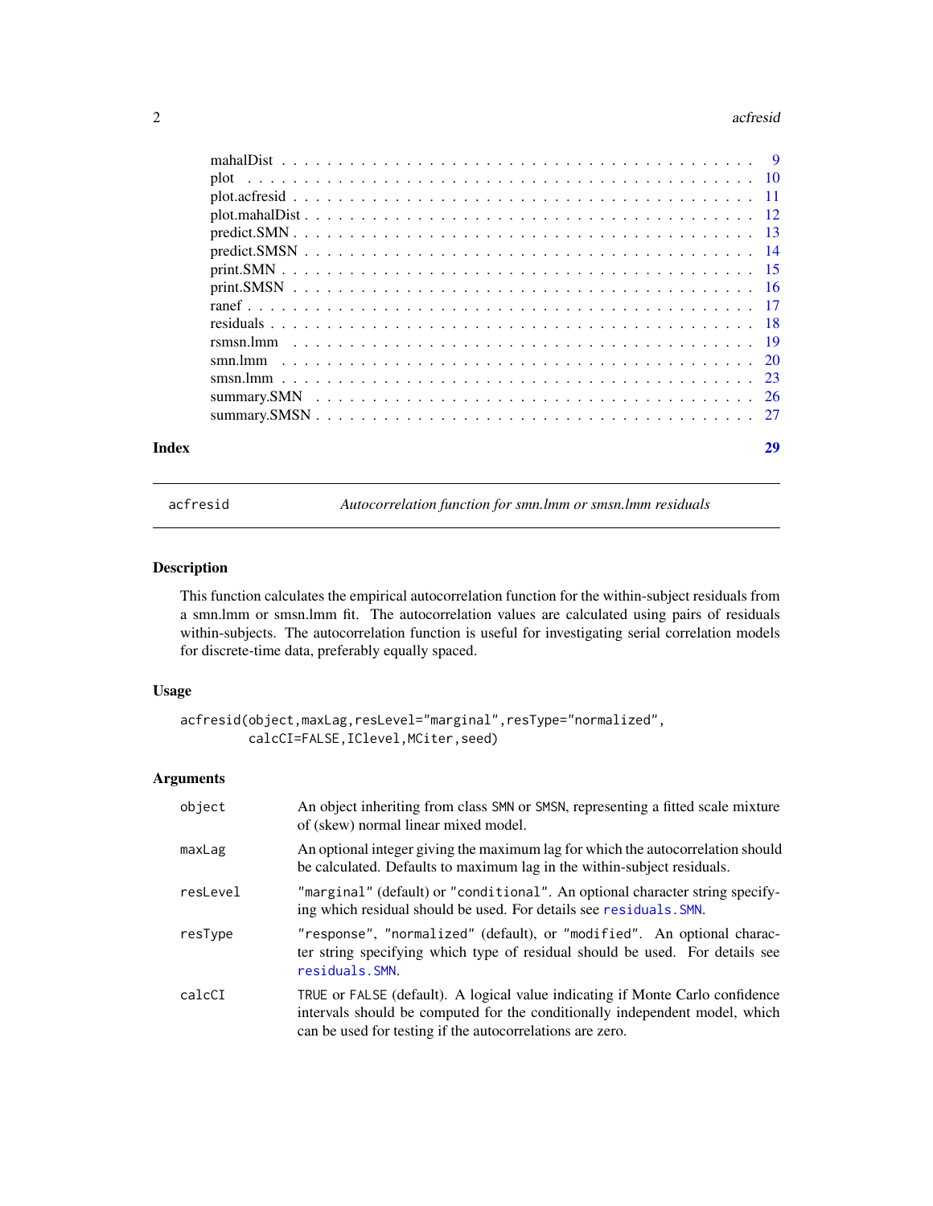| | |
|---|---|
| mahalDist | 9 |
| plot | 10 |
| plot.acfresid | 11 |
| plot.mahalDist | 12 |
| predict.SMN | 13 |
| predict.SMSN | 14 |
| print.SMN | 15 |
| print.SMSN | 16 |
| ranef | 17 |
| residuals | 18 |
| rsmsn.lmm | 19 |
| smn.lmm | 20 |
| smsn.lmm | 23 |
| summary.SMN | 26 |
| summary.SMSN | 27 |

**Index** 29

---

`acfresid` *Autocorrelation function for smn.lmm or smsn.lmm residuals*

---

## Description

This function calculates the empirical autocorrelation function for the within-subject residuals from a smn.lmm or smsn.lmm fit. The autocorrelation values are calculated using pairs of residuals within-subjects. The autocorrelation function is useful for investigating serial correlation models for discrete-time data, preferably equally spaced.

## Usage

```
acfresid(object,maxLag,resLevel="marginal",resType="normalized",
        calcCI=FALSE,IClevel,MCiter,seed)
```

## Arguments

| | |
|---|---|
| `object` | An object inheriting from class `SMN` or `SMSN`, representing a fitted scale mixture of (skew) normal linear mixed model. |
| `maxLag` | An optional integer giving the maximum lag for which the autocorrelation should be calculated. Defaults to maximum lag in the within-subject residuals. |
| `resLevel` | `"marginal"` (default) or `"conditional"`. An optional character string specifying which residual should be used. For details see `residuals.SMN`. |
| `resType` | `"response"`, `"normalized"` (default), or `"modified"`. An optional character string specifying which type of residual should be used. For details see `residuals.SMN`. |
| `calcCI` | `TRUE` or `FALSE` (default). A logical value indicating if Monte Carlo confidence intervals should be computed for the conditionally independent model, which can be used for testing if the autocorrelations are zero. |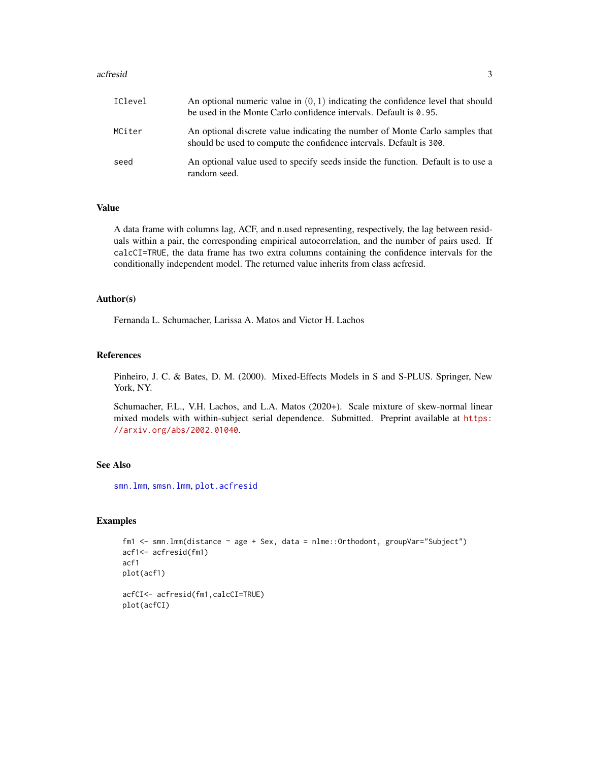| | |
|---|---|
| IClevel | An optional numeric value in $(0, 1)$ indicating the confidence level that should be used in the Monte Carlo confidence intervals. Default is `0.95`. |
| MCiter | An optional discrete value indicating the number of Monte Carlo samples that should be used to compute the confidence intervals. Default is `300`. |
| seed | An optional value used to specify seeds inside the function. Default is to use a random seed. |

## Value

A data frame with columns lag, ACF, and n.used representing, respectively, the lag between residuals within a pair, the corresponding empirical autocorrelation, and the number of pairs used. If `calcCI=TRUE`, the data frame has two extra columns containing the confidence intervals for the conditionally independent model. The returned value inherits from class acfresid.

## Author(s)

Fernanda L. Schumacher, Larissa A. Matos and Victor H. Lachos

## References

Pinheiro, J. C. & Bates, D. M. (2000). Mixed-Effects Models in S and S-PLUS. Springer, New York, NY.

Schumacher, F.L., V.H. Lachos, and L.A. Matos (2020+). Scale mixture of skew-normal linear mixed models with within-subject serial dependence. Submitted. Preprint available at https://arxiv.org/abs/2002.01040.

## See Also

`smn.lmm`, `smsn.lmm`, `plot.acfresid`

## Examples

```
fm1 <- smn.lmm(distance ~ age + Sex, data = nlme::Orthodont, groupVar="Subject")
acf1<- acfresid(fm1)
acf1
plot(acf1)

acfCI<- acfresid(fm1,calcCI=TRUE)
plot(acfCI)
```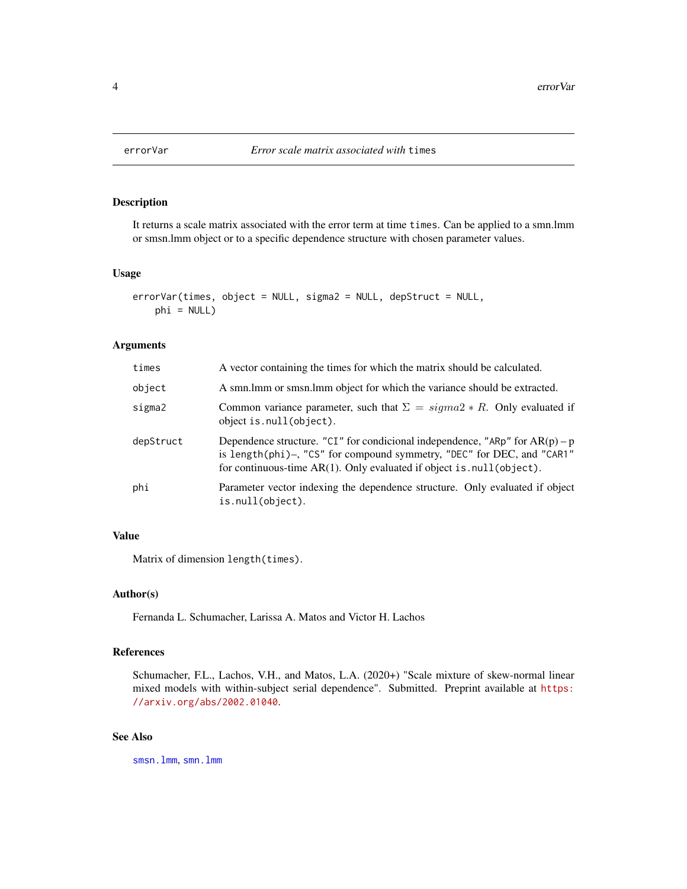## errorVar — *Error scale matrix associated with* `times`

### Description

It returns a scale matrix associated with the error term at time `times`. Can be applied to a smn.lmm or smsn.lmm object or to a specific dependence structure with chosen parameter values.

### Usage

```
errorVar(times, object = NULL, sigma2 = NULL, depStruct = NULL,
    phi = NULL)
```

### Arguments

| | |
|---|---|
| `times` | A vector containing the times for which the matrix should be calculated. |
| `object` | A smn.lmm or smsn.lmm object for which the variance should be extracted. |
| `sigma2` | Common variance parameter, such that $\Sigma = sigma2 * R$. Only evaluated if object `is.null(object)`. |
| `depStruct` | Dependence structure. `"CI"` for condicional independence, `"ARp"` for AR(p) – p is `length(phi)`–, `"CS"` for compound symmetry, `"DEC"` for DEC, and `"CAR1"` for continuous-time AR(1). Only evaluated if object `is.null(object)`. |
| `phi` | Parameter vector indexing the dependence structure. Only evaluated if object `is.null(object)`. |

### Value

Matrix of dimension `length(times)`.

### Author(s)

Fernanda L. Schumacher, Larissa A. Matos and Victor H. Lachos

### References

Schumacher, F.L., Lachos, V.H., and Matos, L.A. (2020+) "Scale mixture of skew-normal linear mixed models with within-subject serial dependence". Submitted. Preprint available at https://arxiv.org/abs/2002.01040.

### See Also

`smsn.lmm`, `smn.lmm`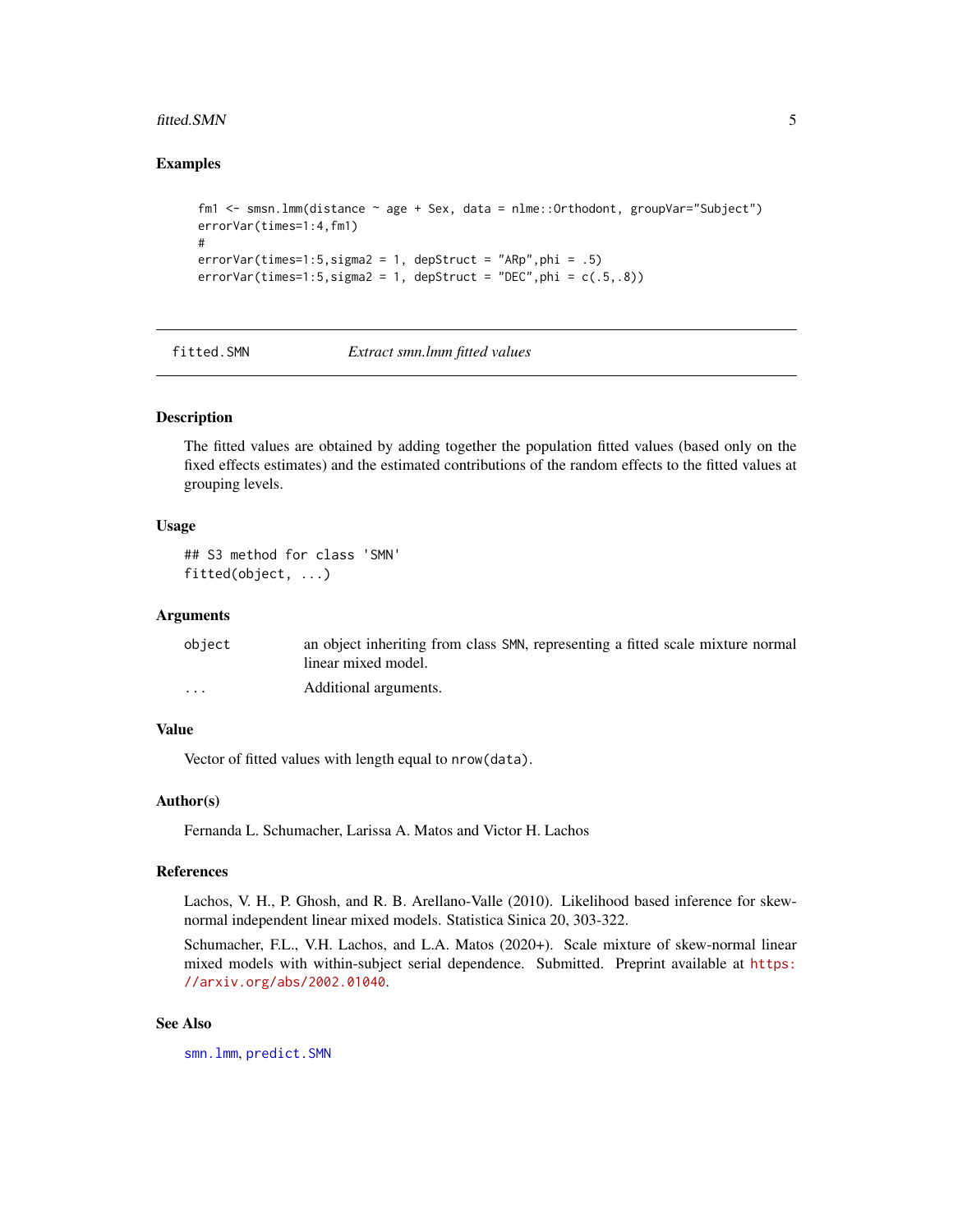### Examples

```
fm1 <- smsn.lmm(distance ~ age + Sex, data = nlme::Orthodont, groupVar="Subject")
errorVar(times=1:4,fm1)
#
errorVar(times=1:5,sigma2 = 1, depStruct = "ARp",phi = .5)
errorVar(times=1:5,sigma2 = 1, depStruct = "DEC",phi = c(.5,.8))
```

---

## fitted.SMN — *Extract smn.lmm fitted values*

### Description

The fitted values are obtained by adding together the population fitted values (based only on the fixed effects estimates) and the estimated contributions of the random effects to the fitted values at grouping levels.

### Usage

```
## S3 method for class 'SMN'
fitted(object, ...)
```

### Arguments

| | |
|---|---|
| object | an object inheriting from class SMN, representing a fitted scale mixture normal linear mixed model. |
| ... | Additional arguments. |

### Value

Vector of fitted values with length equal to `nrow(data)`.

### Author(s)

Fernanda L. Schumacher, Larissa A. Matos and Victor H. Lachos

### References

Lachos, V. H., P. Ghosh, and R. B. Arellano-Valle (2010). Likelihood based inference for skew-normal independent linear mixed models. Statistica Sinica 20, 303-322.

Schumacher, F.L., V.H. Lachos, and L.A. Matos (2020+). Scale mixture of skew-normal linear mixed models with within-subject serial dependence. Submitted. Preprint available at https://arxiv.org/abs/2002.01040.

### See Also

smn.lmm, predict.SMN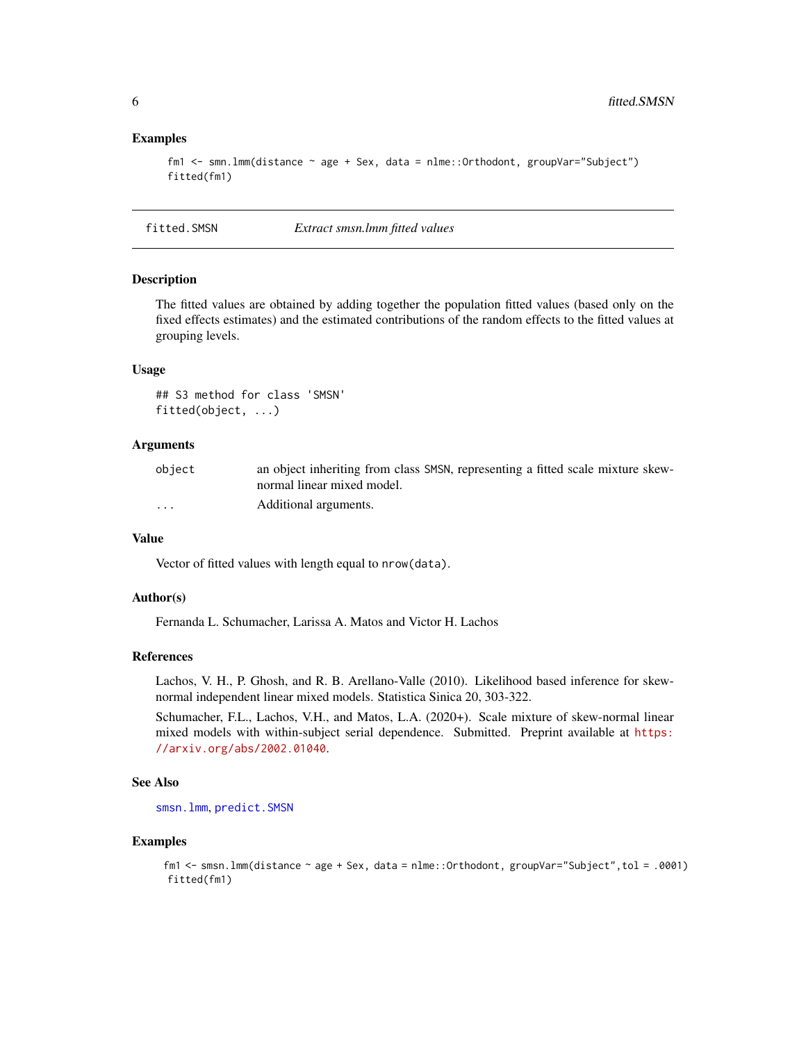### Examples

```
fm1 <- smn.lmm(distance ~ age + Sex, data = nlme::Orthodont, groupVar="Subject")
fitted(fm1)
```

---

## fitted.SMSN — *Extract smsn.lmm fitted values*

---

### Description

The fitted values are obtained by adding together the population fitted values (based only on the fixed effects estimates) and the estimated contributions of the random effects to the fitted values at grouping levels.

### Usage

```
## S3 method for class 'SMSN'
fitted(object, ...)
```

### Arguments

| | |
|---|---|
| object | an object inheriting from class SMSN, representing a fitted scale mixture skew-normal linear mixed model. |
| ... | Additional arguments. |

### Value

Vector of fitted values with length equal to `nrow(data)`.

### Author(s)

Fernanda L. Schumacher, Larissa A. Matos and Victor H. Lachos

### References

Lachos, V. H., P. Ghosh, and R. B. Arellano-Valle (2010). Likelihood based inference for skew-normal independent linear mixed models. Statistica Sinica 20, 303-322.

Schumacher, F.L., Lachos, V.H., and Matos, L.A. (2020+). Scale mixture of skew-normal linear mixed models with within-subject serial dependence. Submitted. Preprint available at https://arxiv.org/abs/2002.01040.

### See Also

`smsn.lmm`, `predict.SMSN`

### Examples

```
fm1 <- smsn.lmm(distance ~ age + Sex, data = nlme::Orthodont, groupVar="Subject",tol = .0001)
fitted(fm1)
```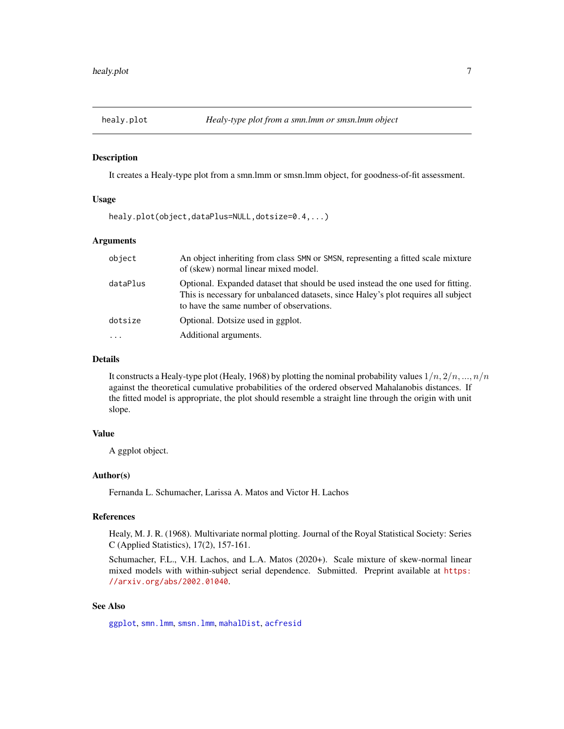healy.plot — *Healy-type plot from a smn.lmm or smsn.lmm object*

## Description

It creates a Healy-type plot from a smn.lmm or smsn.lmm object, for goodness-of-fit assessment.

## Usage

```
healy.plot(object,dataPlus=NULL,dotsize=0.4,...)
```

## Arguments

| | |
|---|---|
| object | An object inheriting from class SMN or SMSN, representing a fitted scale mixture of (skew) normal linear mixed model. |
| dataPlus | Optional. Expanded dataset that should be used instead the one used for fitting. This is necessary for unbalanced datasets, since Haley's plot requires all subject to have the same number of observations. |
| dotsize | Optional. Dotsize used in ggplot. |
| ... | Additional arguments. |

## Details

It constructs a Healy-type plot (Healy, 1968) by plotting the nominal probability values $1/n, 2/n, ..., n/n$ against the theoretical cumulative probabilities of the ordered observed Mahalanobis distances. If the fitted model is appropriate, the plot should resemble a straight line through the origin with unit slope.

## Value

A ggplot object.

## Author(s)

Fernanda L. Schumacher, Larissa A. Matos and Victor H. Lachos

## References

Healy, M. J. R. (1968). Multivariate normal plotting. Journal of the Royal Statistical Society: Series C (Applied Statistics), 17(2), 157-161.

Schumacher, F.L., V.H. Lachos, and L.A. Matos (2020+). Scale mixture of skew-normal linear mixed models with within-subject serial dependence. Submitted. Preprint available at https://arxiv.org/abs/2002.01040.

## See Also

ggplot, smn.lmm, smsn.lmm, mahalDist, acfresid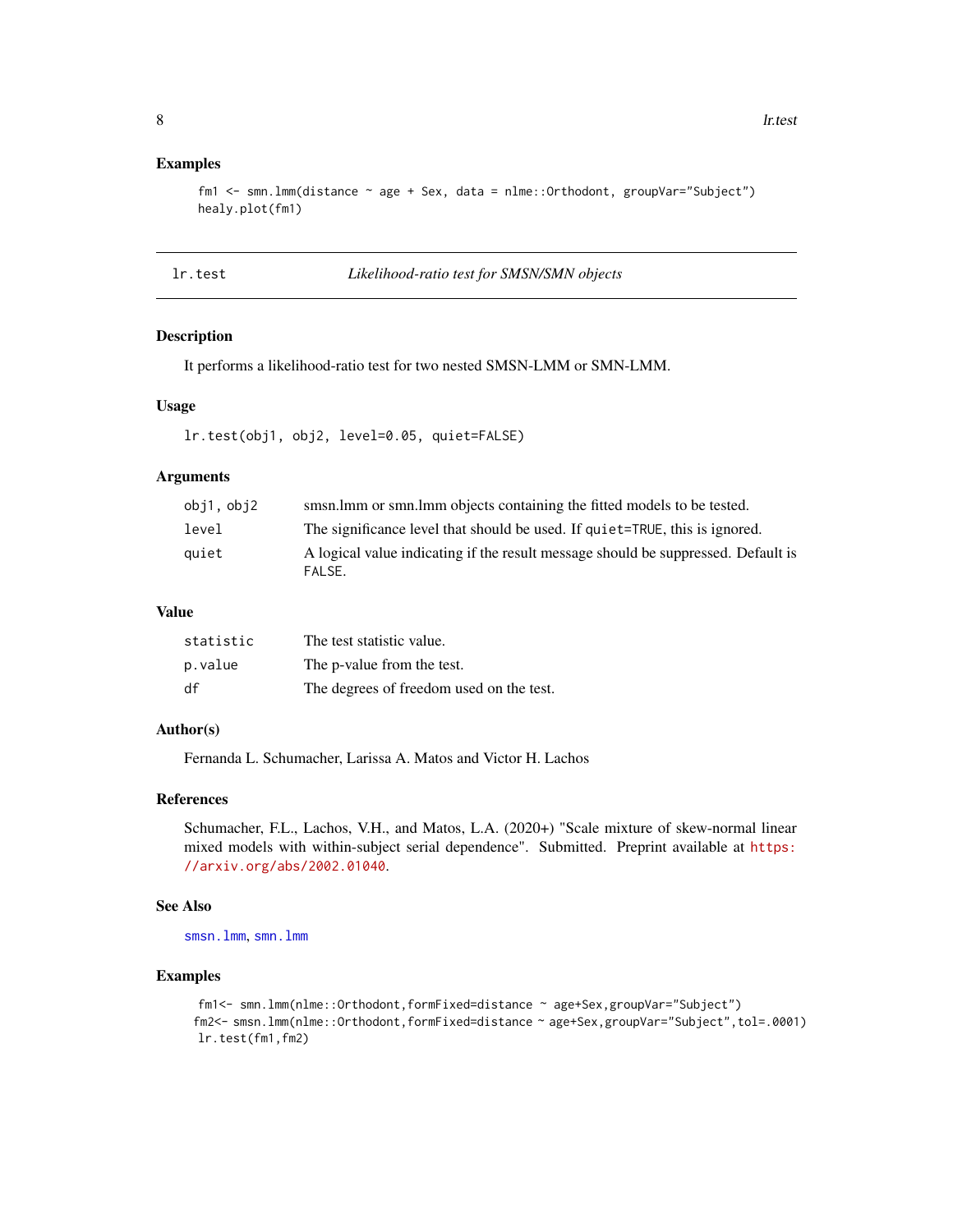## Examples

```
fm1 <- smn.lmm(distance ~ age + Sex, data = nlme::Orthodont, groupVar="Subject")
healy.plot(fm1)
```

---

## lr.test — *Likelihood-ratio test for SMSN/SMN objects*

### Description

It performs a likelihood-ratio test for two nested SMSN-LMM or SMN-LMM.

### Usage

```
lr.test(obj1, obj2, level=0.05, quiet=FALSE)
```

### Arguments

| | |
|---|---|
| `obj1, obj2` | smsn.lmm or smn.lmm objects containing the fitted models to be tested. |
| `level` | The significance level that should be used. If `quiet=TRUE`, this is ignored. |
| `quiet` | A logical value indicating if the result message should be suppressed. Default is `FALSE`. |

### Value

| | |
|---|---|
| `statistic` | The test statistic value. |
| `p.value` | The p-value from the test. |
| `df` | The degrees of freedom used on the test. |

### Author(s)

Fernanda L. Schumacher, Larissa A. Matos and Victor H. Lachos

### References

Schumacher, F.L., Lachos, V.H., and Matos, L.A. (2020+) "Scale mixture of skew-normal linear mixed models with within-subject serial dependence". Submitted. Preprint available at https://arxiv.org/abs/2002.01040.

### See Also

smsn.lmm, smn.lmm

### Examples

```
fm1<- smn.lmm(nlme::Orthodont,formFixed=distance ~ age+Sex,groupVar="Subject")
fm2<- smsn.lmm(nlme::Orthodont,formFixed=distance ~ age+Sex,groupVar="Subject",tol=.0001)
lr.test(fm1,fm2)
```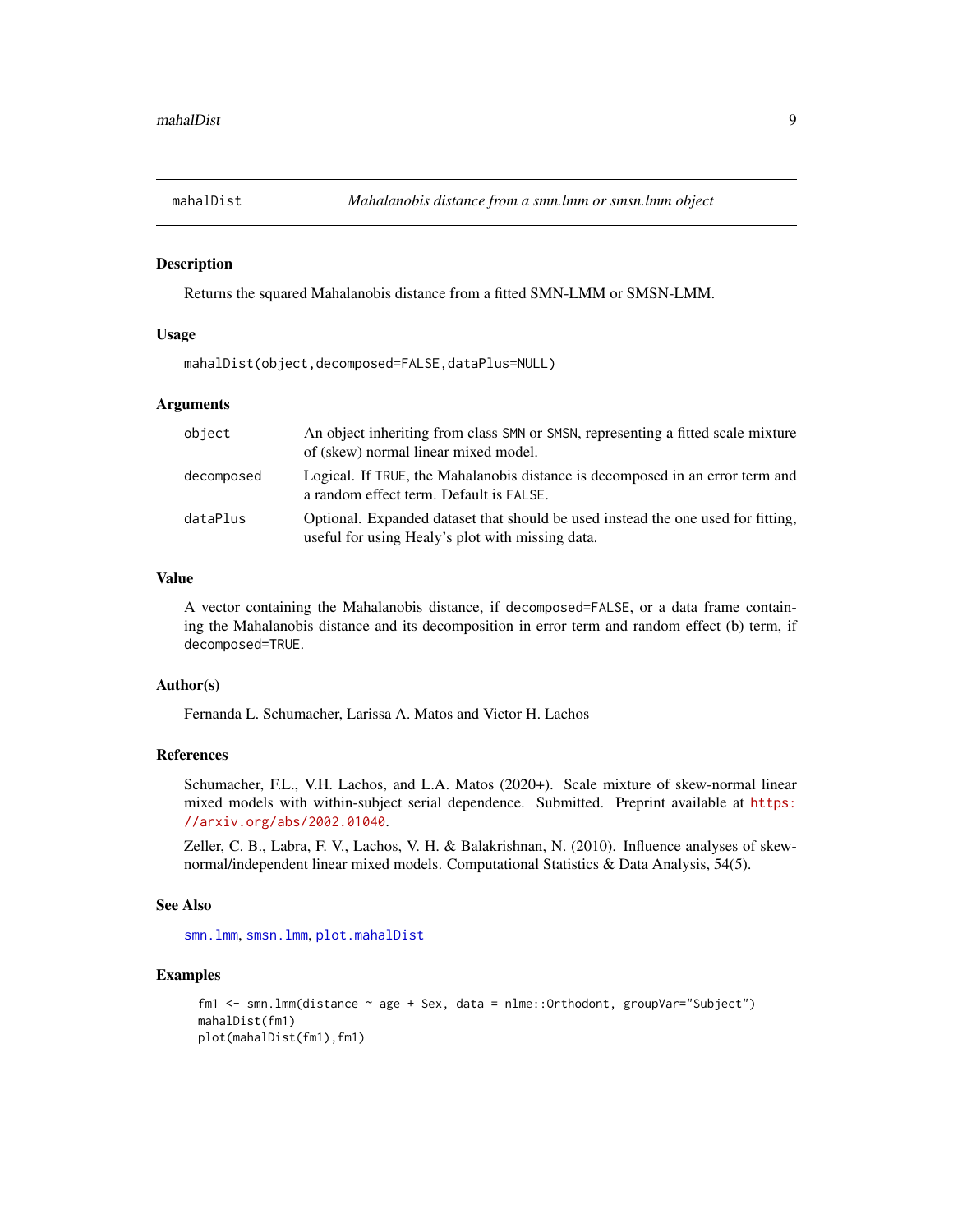# mahalDist — *Mahalanobis distance from a smn.lmm or smsn.lmm object*

## Description

Returns the squared Mahalanobis distance from a fitted SMN-LMM or SMSN-LMM.

## Usage

```
mahalDist(object,decomposed=FALSE,dataPlus=NULL)
```

## Arguments

| | |
|---|---|
| object | An object inheriting from class SMN or SMSN, representing a fitted scale mixture of (skew) normal linear mixed model. |
| decomposed | Logical. If TRUE, the Mahalanobis distance is decomposed in an error term and a random effect term. Default is FALSE. |
| dataPlus | Optional. Expanded dataset that should be used instead the one used for fitting, useful for using Healy's plot with missing data. |

## Value

A vector containing the Mahalanobis distance, if decomposed=FALSE, or a data frame containing the Mahalanobis distance and its decomposition in error term and random effect (b) term, if decomposed=TRUE.

## Author(s)

Fernanda L. Schumacher, Larissa A. Matos and Victor H. Lachos

## References

Schumacher, F.L., V.H. Lachos, and L.A. Matos (2020+). Scale mixture of skew-normal linear mixed models with within-subject serial dependence. Submitted. Preprint available at https://arxiv.org/abs/2002.01040.

Zeller, C. B., Labra, F. V., Lachos, V. H. & Balakrishnan, N. (2010). Influence analyses of skew-normal/independent linear mixed models. Computational Statistics & Data Analysis, 54(5).

## See Also

smn.lmm, smsn.lmm, plot.mahalDist

## Examples

```
fm1 <- smn.lmm(distance ~ age + Sex, data = nlme::Orthodont, groupVar="Subject")
mahalDist(fm1)
plot(mahalDist(fm1),fm1)
```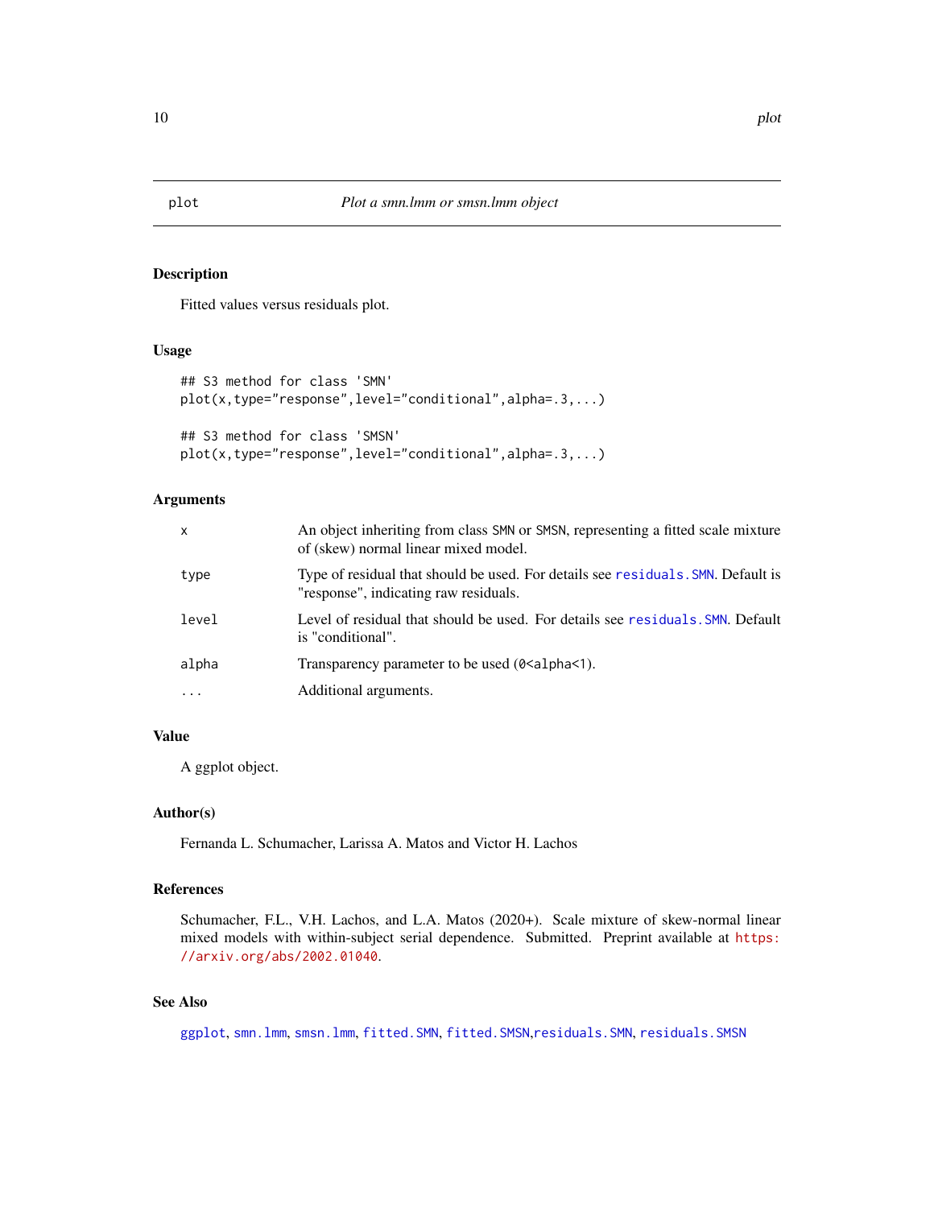# plot — *Plot a smn.lmm or smsn.lmm object*

## Description

Fitted values versus residuals plot.

## Usage

```
## S3 method for class 'SMN'
plot(x,type="response",level="conditional",alpha=.3,...)

## S3 method for class 'SMSN'
plot(x,type="response",level="conditional",alpha=.3,...)
```

## Arguments

| | |
|---|---|
| x | An object inheriting from class SMN or SMSN, representing a fitted scale mixture of (skew) normal linear mixed model. |
| type | Type of residual that should be used. For details see residuals.SMN. Default is "response", indicating raw residuals. |
| level | Level of residual that should be used. For details see residuals.SMN. Default is "conditional". |
| alpha | Transparency parameter to be used (0<alpha<1). |
| ... | Additional arguments. |

## Value

A ggplot object.

## Author(s)

Fernanda L. Schumacher, Larissa A. Matos and Victor H. Lachos

## References

Schumacher, F.L., V.H. Lachos, and L.A. Matos (2020+). Scale mixture of skew-normal linear mixed models with within-subject serial dependence. Submitted. Preprint available at https://arxiv.org/abs/2002.01040.

## See Also

ggplot, smn.lmm, smsn.lmm, fitted.SMN, fitted.SMSN, residuals.SMN, residuals.SMSN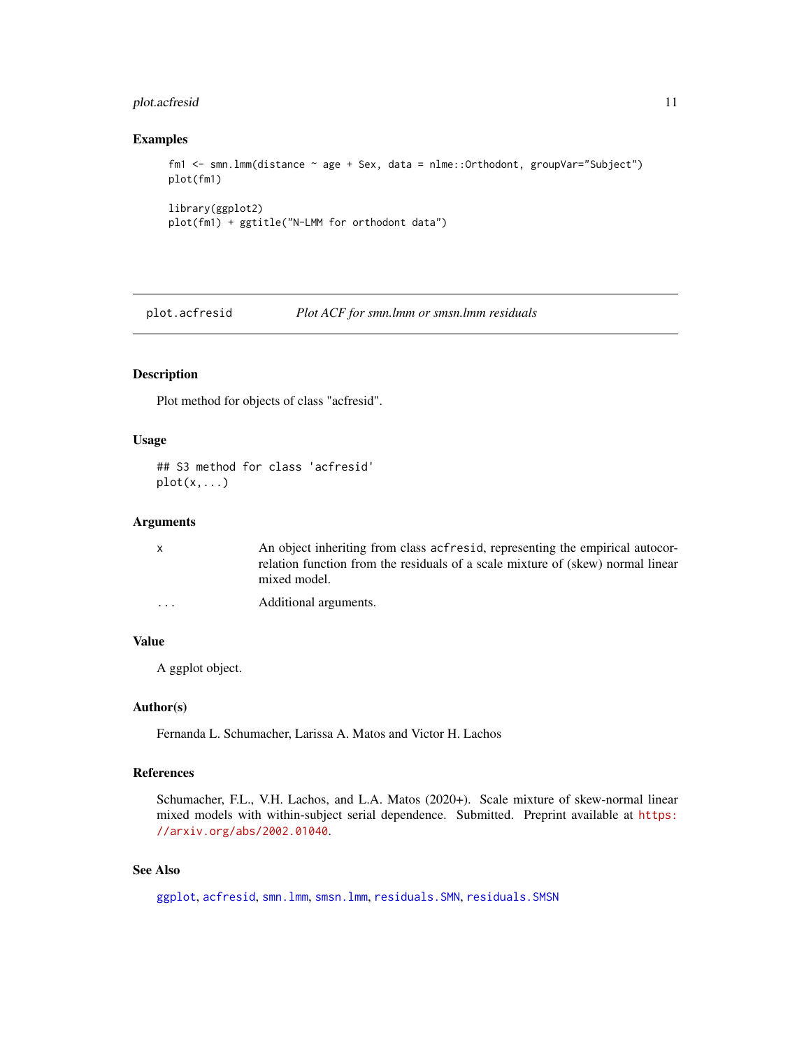### Examples

```
fm1 <- smn.lmm(distance ~ age + Sex, data = nlme::Orthodont, groupVar="Subject")
plot(fm1)

library(ggplot2)
plot(fm1) + ggtitle("N-LMM for orthodont data")
```

---

## plot.acfresid *Plot ACF for smn.lmm or smsn.lmm residuals*

---

### Description

Plot method for objects of class "acfresid".

### Usage

```
## S3 method for class 'acfresid'
plot(x,...)
```

### Arguments

| | |
|---|---|
| x | An object inheriting from class `acfresid`, representing the empirical autocorrelation function from the residuals of a scale mixture of (skew) normal linear mixed model. |
| ... | Additional arguments. |

### Value

A ggplot object.

### Author(s)

Fernanda L. Schumacher, Larissa A. Matos and Victor H. Lachos

### References

Schumacher, F.L., V.H. Lachos, and L.A. Matos (2020+). Scale mixture of skew-normal linear mixed models with within-subject serial dependence. Submitted. Preprint available at https://arxiv.org/abs/2002.01040.

### See Also

`ggplot`, `acfresid`, `smn.lmm`, `smsn.lmm`, `residuals.SMN`, `residuals.SMSN`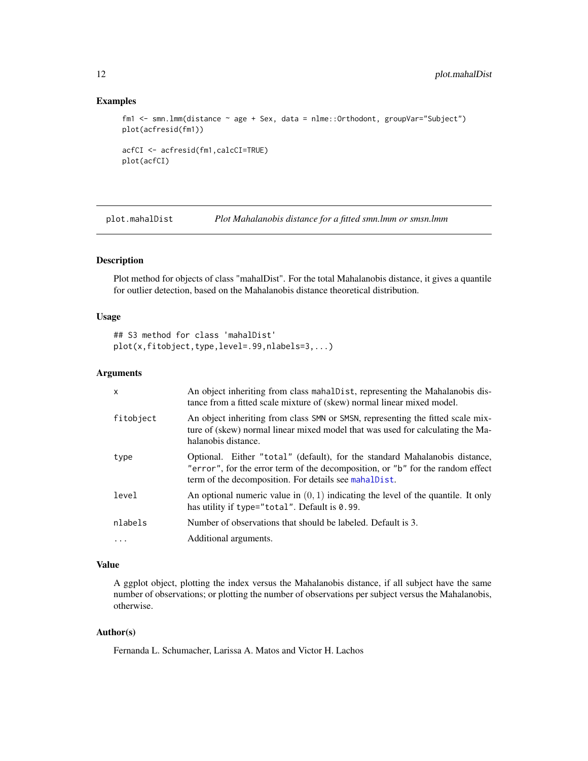### Examples

```
fm1 <- smn.lmm(distance ~ age + Sex, data = nlme::Orthodont, groupVar="Subject")
plot(acfresid(fm1))

acfCI <- acfresid(fm1,calcCI=TRUE)
plot(acfCI)
```

---

## plot.mahalDist — *Plot Mahalanobis distance for a fitted smn.lmm or smsn.lmm*

### Description

Plot method for objects of class "mahalDist". For the total Mahalanobis distance, it gives a quantile for outlier detection, based on the Mahalanobis distance theoretical distribution.

### Usage

```
## S3 method for class 'mahalDist'
plot(x,fitobject,type,level=.99,nlabels=3,...)
```

### Arguments

| | |
|---|---|
| `x` | An object inheriting from class `mahalDist`, representing the Mahalanobis distance from a fitted scale mixture of (skew) normal linear mixed model. |
| `fitobject` | An object inheriting from class `SMN` or `SMSN`, representing the fitted scale mixture of (skew) normal linear mixed model that was used for calculating the Mahalanobis distance. |
| `type` | Optional. Either `"total"` (default), for the standard Mahalanobis distance, `"error"`, for the error term of the decomposition, or `"b"` for the random effect term of the decomposition. For details see `mahalDist`. |
| `level` | An optional numeric value in $(0, 1)$ indicating the level of the quantile. It only has utility if `type="total"`. Default is `0.99`. |
| `nlabels` | Number of observations that should be labeled. Default is 3. |
| `...` | Additional arguments. |

### Value

A ggplot object, plotting the index versus the Mahalanobis distance, if all subject have the same number of observations; or plotting the number of observations per subject versus the Mahalanobis, otherwise.

### Author(s)

Fernanda L. Schumacher, Larissa A. Matos and Victor H. Lachos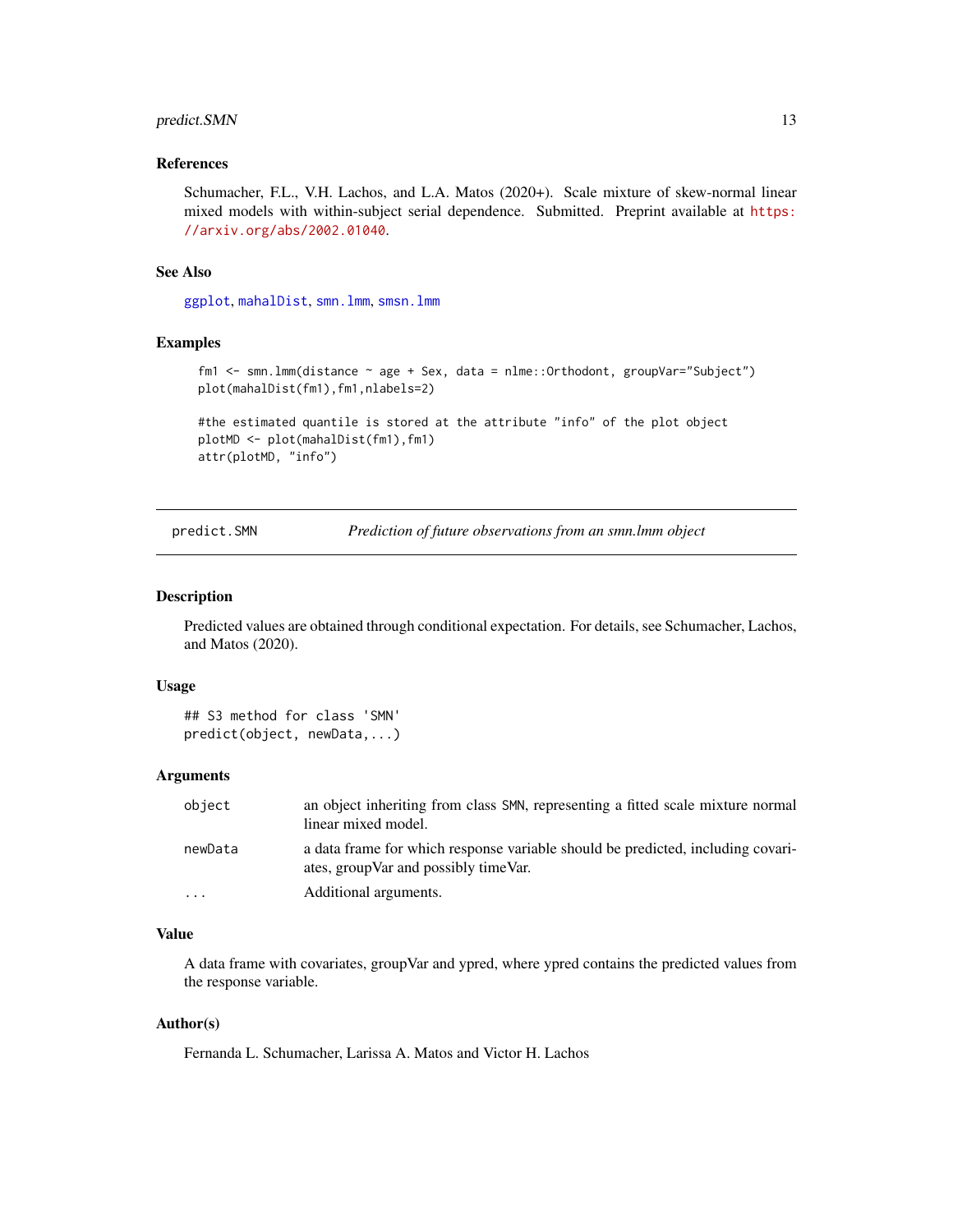### References

Schumacher, F.L., V.H. Lachos, and L.A. Matos (2020+). Scale mixture of skew-normal linear mixed models with within-subject serial dependence. Submitted. Preprint available at https://arxiv.org/abs/2002.01040.

### See Also

ggplot, mahalDist, smn.lmm, smsn.lmm

### Examples

```
fm1 <- smn.lmm(distance ~ age + Sex, data = nlme::Orthodont, groupVar="Subject")
plot(mahalDist(fm1),fm1,nlabels=2)

#the estimated quantile is stored at the attribute "info" of the plot object
plotMD <- plot(mahalDist(fm1),fm1)
attr(plotMD, "info")
```

---

## predict.SMN — *Prediction of future observations from an smn.lmm object*

### Description

Predicted values are obtained through conditional expectation. For details, see Schumacher, Lachos, and Matos (2020).

### Usage

```
## S3 method for class 'SMN'
predict(object, newData,...)
```

### Arguments

| | |
|---|---|
| `object` | an object inheriting from class SMN, representing a fitted scale mixture normal linear mixed model. |
| `newData` | a data frame for which response variable should be predicted, including covariates, groupVar and possibly timeVar. |
| `...` | Additional arguments. |

### Value

A data frame with covariates, groupVar and ypred, where ypred contains the predicted values from the response variable.

### Author(s)

Fernanda L. Schumacher, Larissa A. Matos and Victor H. Lachos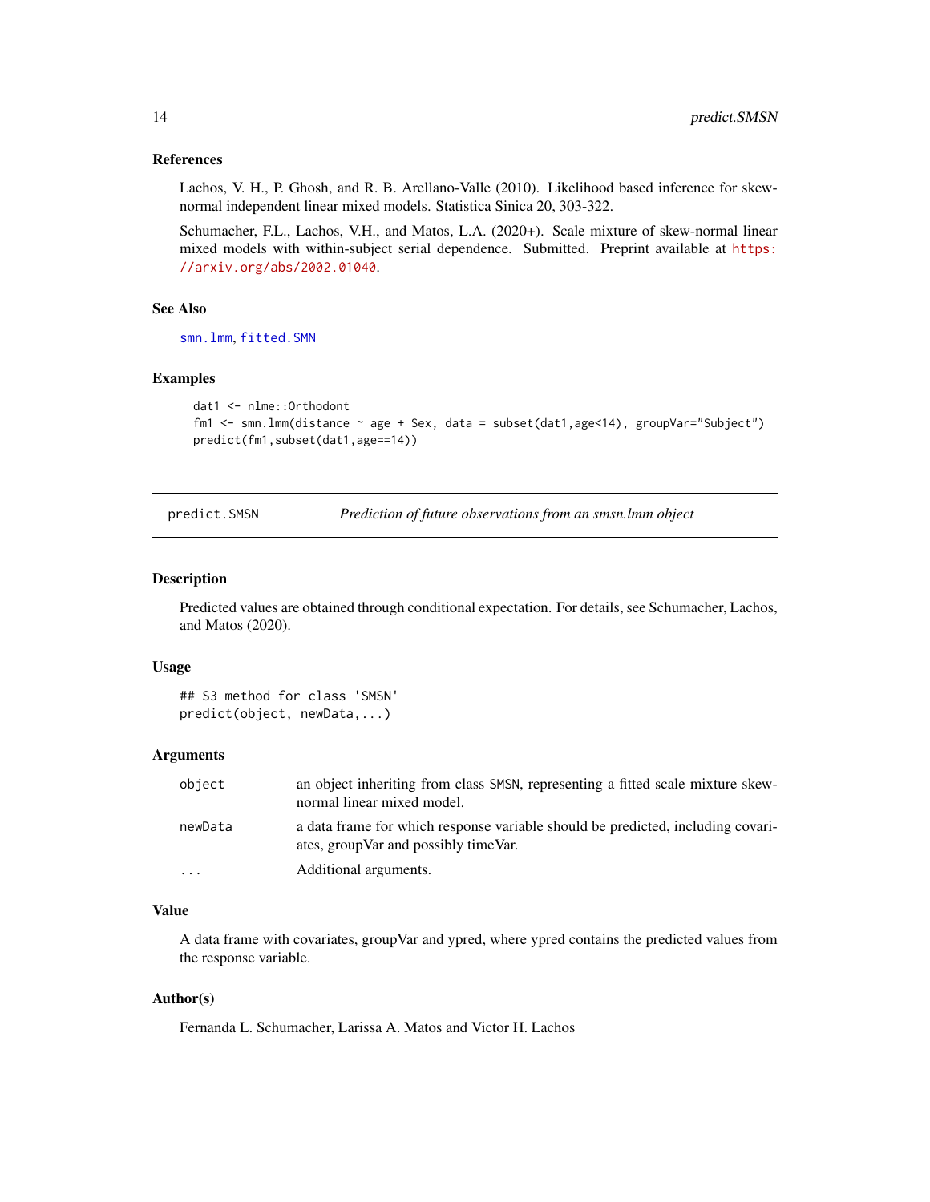### References

Lachos, V. H., P. Ghosh, and R. B. Arellano-Valle (2010). Likelihood based inference for skew-normal independent linear mixed models. Statistica Sinica 20, 303-322.

Schumacher, F.L., Lachos, V.H., and Matos, L.A. (2020+). Scale mixture of skew-normal linear mixed models with within-subject serial dependence. Submitted. Preprint available at https://arxiv.org/abs/2002.01040.

### See Also

smn.lmm, fitted.SMN

### Examples

```
dat1 <- nlme::Orthodont
fm1 <- smn.lmm(distance ~ age + Sex, data = subset(dat1,age<14), groupVar="Subject")
predict(fm1,subset(dat1,age==14))
```

---

## predict.SMSN — *Prediction of future observations from an smsn.lmm object*

### Description

Predicted values are obtained through conditional expectation. For details, see Schumacher, Lachos, and Matos (2020).

### Usage

```
## S3 method for class 'SMSN'
predict(object, newData,...)
```

### Arguments

| | |
|---|---|
| object | an object inheriting from class SMSN, representing a fitted scale mixture skew-normal linear mixed model. |
| newData | a data frame for which response variable should be predicted, including covariates, groupVar and possibly timeVar. |
| ... | Additional arguments. |

### Value

A data frame with covariates, groupVar and ypred, where ypred contains the predicted values from the response variable.

### Author(s)

Fernanda L. Schumacher, Larissa A. Matos and Victor H. Lachos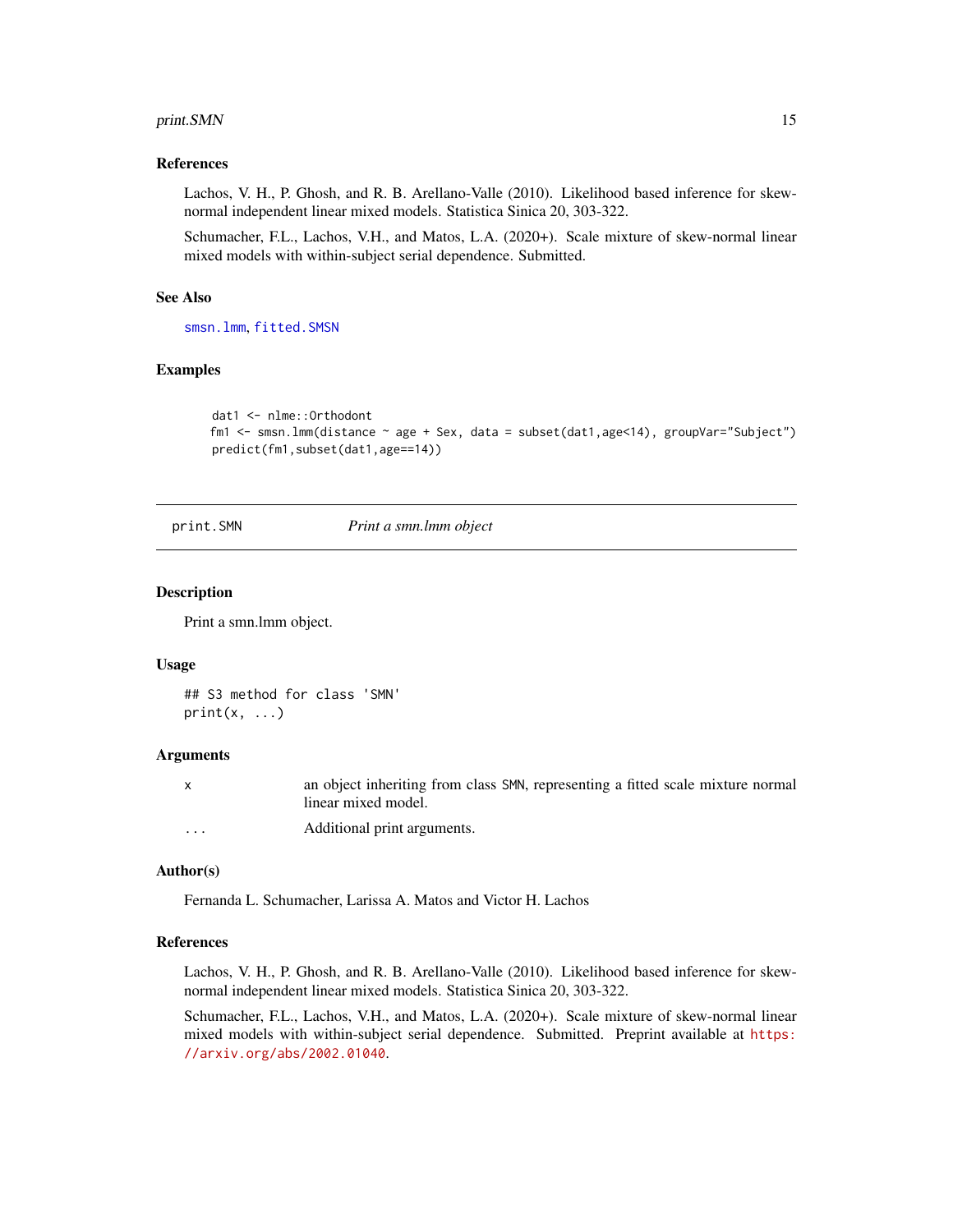### References

Lachos, V. H., P. Ghosh, and R. B. Arellano-Valle (2010). Likelihood based inference for skew-normal independent linear mixed models. Statistica Sinica 20, 303-322.

Schumacher, F.L., Lachos, V.H., and Matos, L.A. (2020+). Scale mixture of skew-normal linear mixed models with within-subject serial dependence. Submitted.

### See Also

`smsn.lmm`, `fitted.SMSN`

### Examples

```
dat1 <- nlme::Orthodont
fm1 <- smsn.lmm(distance ~ age + Sex, data = subset(dat1,age<14), groupVar="Subject")
predict(fm1,subset(dat1,age==14))
```

---

## print.SMN — *Print a smn.lmm object*

### Description

Print a smn.lmm object.

### Usage

```
## S3 method for class 'SMN'
print(x, ...)
```

### Arguments

| | |
|---|---|
| x | an object inheriting from class SMN, representing a fitted scale mixture normal linear mixed model. |
| ... | Additional print arguments. |

### Author(s)

Fernanda L. Schumacher, Larissa A. Matos and Victor H. Lachos

### References

Lachos, V. H., P. Ghosh, and R. B. Arellano-Valle (2010). Likelihood based inference for skew-normal independent linear mixed models. Statistica Sinica 20, 303-322.

Schumacher, F.L., Lachos, V.H., and Matos, L.A. (2020+). Scale mixture of skew-normal linear mixed models with within-subject serial dependence. Submitted. Preprint available at https://arxiv.org/abs/2002.01040.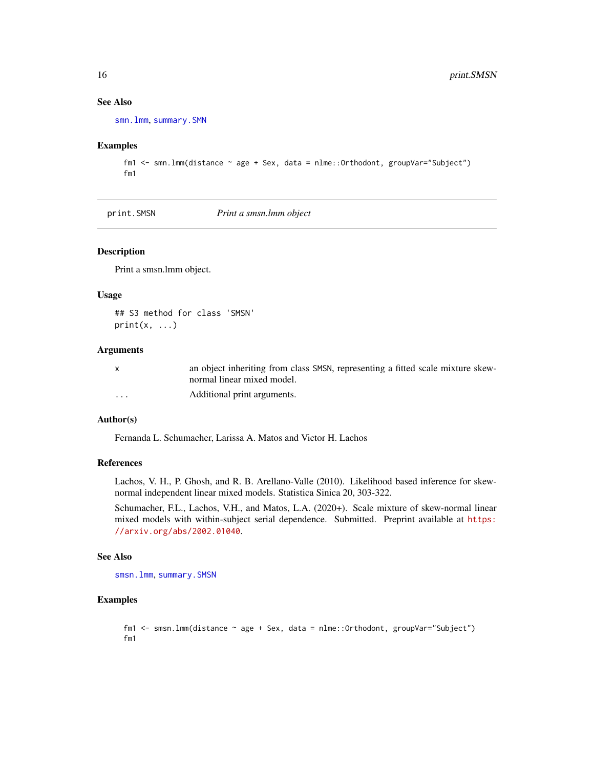### See Also

smn.lmm, summary.SMN

### Examples

```
fm1 <- smn.lmm(distance ~ age + Sex, data = nlme::Orthodont, groupVar="Subject")
fm1
```

---

## print.SMSN — *Print a smsn.lmm object*

### Description

Print a smsn.lmm object.

### Usage

```
## S3 method for class 'SMSN'
print(x, ...)
```

### Arguments

| | |
|---|---|
| x | an object inheriting from class SMSN, representing a fitted scale mixture skew-normal linear mixed model. |
| ... | Additional print arguments. |

### Author(s)

Fernanda L. Schumacher, Larissa A. Matos and Victor H. Lachos

### References

Lachos, V. H., P. Ghosh, and R. B. Arellano-Valle (2010). Likelihood based inference for skew-normal independent linear mixed models. Statistica Sinica 20, 303-322.

Schumacher, F.L., Lachos, V.H., and Matos, L.A. (2020+). Scale mixture of skew-normal linear mixed models with within-subject serial dependence. Submitted. Preprint available at https://arxiv.org/abs/2002.01040.

### See Also

smsn.lmm, summary.SMSN

### Examples

```
fm1 <- smsn.lmm(distance ~ age + Sex, data = nlme::Orthodont, groupVar="Subject")
fm1
```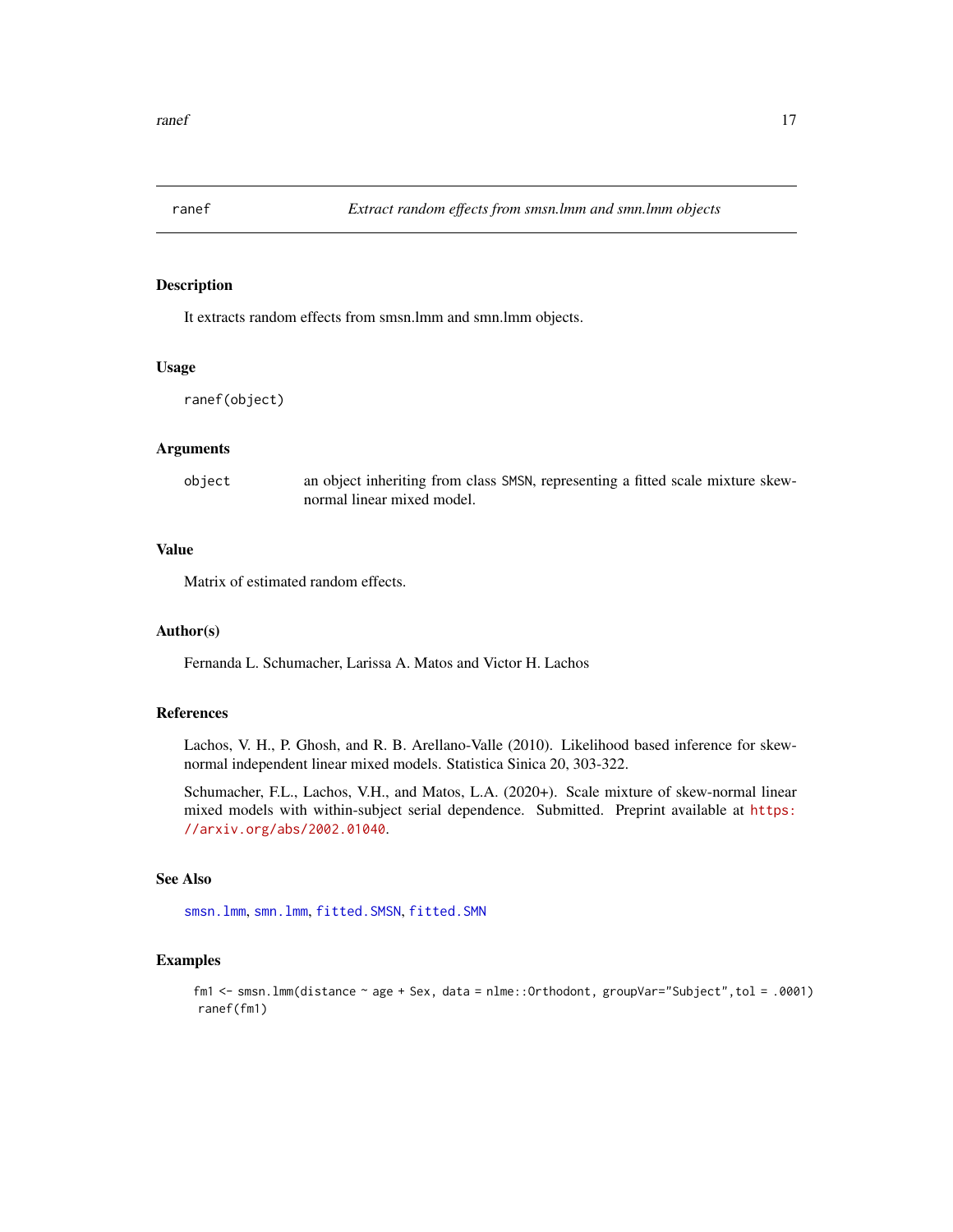## ranef    *Extract random effects from smsn.lmm and smn.lmm objects*

### Description

It extracts random effects from smsn.lmm and smn.lmm objects.

### Usage

```
ranef(object)
```

### Arguments

| | |
|---|---|
| `object` | an object inheriting from class SMSN, representing a fitted scale mixture skew-normal linear mixed model. |

### Value

Matrix of estimated random effects.

### Author(s)

Fernanda L. Schumacher, Larissa A. Matos and Victor H. Lachos

### References

Lachos, V. H., P. Ghosh, and R. B. Arellano-Valle (2010). Likelihood based inference for skew-normal independent linear mixed models. Statistica Sinica 20, 303-322.

Schumacher, F.L., Lachos, V.H., and Matos, L.A. (2020+). Scale mixture of skew-normal linear mixed models with within-subject serial dependence. Submitted. Preprint available at https://arxiv.org/abs/2002.01040.

### See Also

smsn.lmm, smn.lmm, fitted.SMSN, fitted.SMN

### Examples

```
fm1 <- smsn.lmm(distance ~ age + Sex, data = nlme::Orthodont, groupVar="Subject",tol = .0001)
ranef(fm1)
```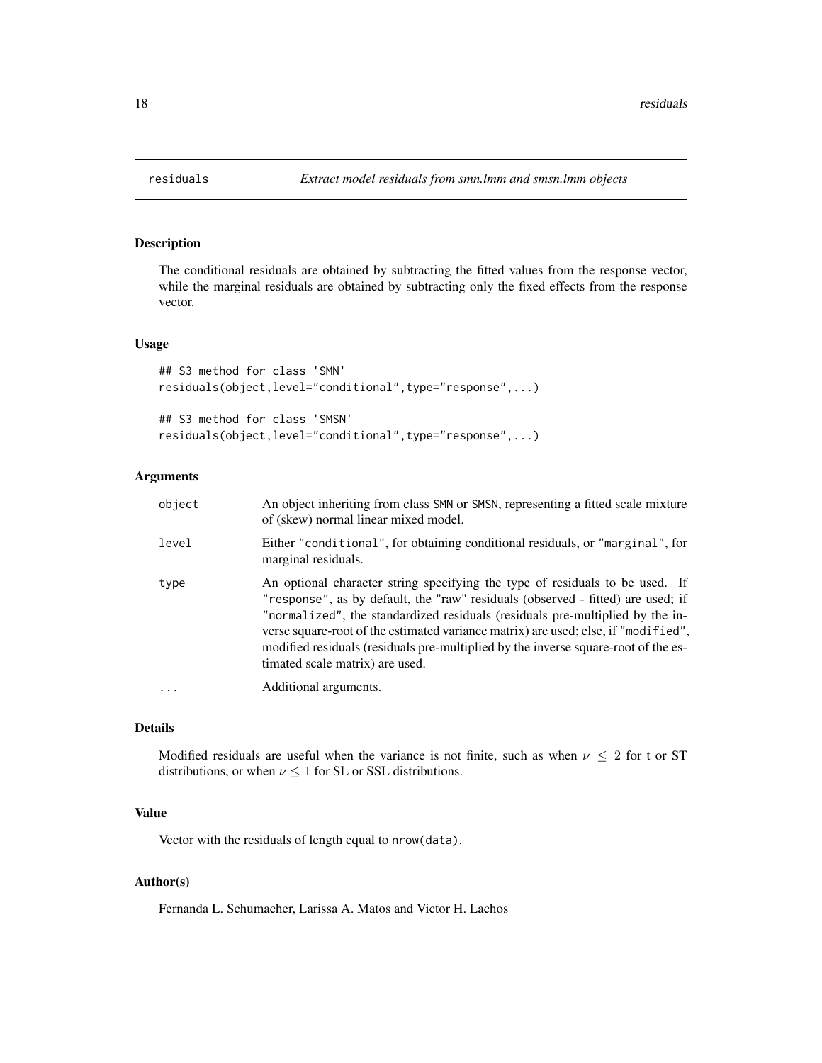# residuals — *Extract model residuals from smn.lmm and smsn.lmm objects*

## Description

The conditional residuals are obtained by subtracting the fitted values from the response vector, while the marginal residuals are obtained by subtracting only the fixed effects from the response vector.

## Usage

```
## S3 method for class 'SMN'
residuals(object,level="conditional",type="response",...)

## S3 method for class 'SMSN'
residuals(object,level="conditional",type="response",...)
```

## Arguments

| | |
|---|---|
| object | An object inheriting from class SMN or SMSN, representing a fitted scale mixture of (skew) normal linear mixed model. |
| level | Either "conditional", for obtaining conditional residuals, or "marginal", for marginal residuals. |
| type | An optional character string specifying the type of residuals to be used. If "response", as by default, the "raw" residuals (observed - fitted) are used; if "normalized", the standardized residuals (residuals pre-multiplied by the inverse square-root of the estimated variance matrix) are used; else, if "modified", modified residuals (residuals pre-multiplied by the inverse square-root of the estimated scale matrix) are used. |
| ... | Additional arguments. |

## Details

Modified residuals are useful when the variance is not finite, such as when $\nu \leq 2$ for t or ST distributions, or when $\nu \leq 1$ for SL or SSL distributions.

## Value

Vector with the residuals of length equal to nrow(data).

## Author(s)

Fernanda L. Schumacher, Larissa A. Matos and Victor H. Lachos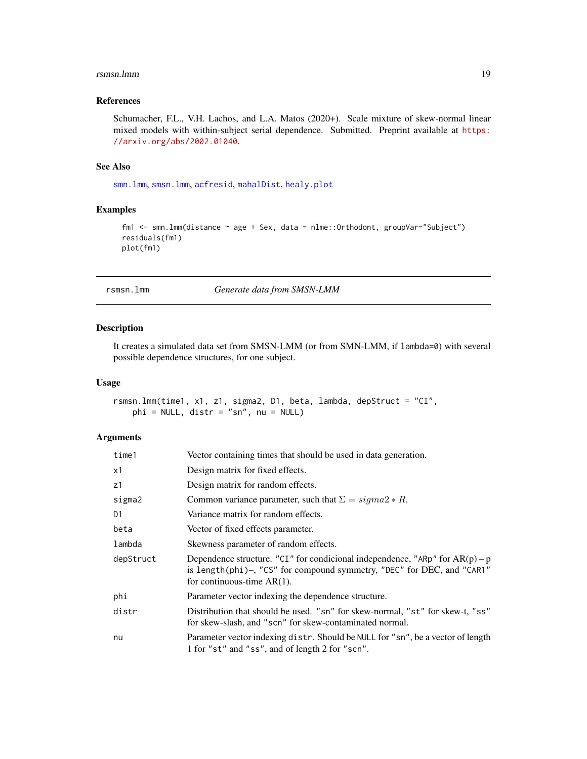### References

Schumacher, F.L., V.H. Lachos, and L.A. Matos (2020+). Scale mixture of skew-normal linear mixed models with within-subject serial dependence. Submitted. Preprint available at https://arxiv.org/abs/2002.01040.

### See Also

smn.lmm, smsn.lmm, acfresid, mahalDist, healy.plot

### Examples

```
fm1 <- smn.lmm(distance ~ age + Sex, data = nlme::Orthodont, groupVar="Subject")
residuals(fm1)
plot(fm1)
```

---

## rsmsn.lmm — *Generate data from SMSN-LMM*

### Description

It creates a simulated data set from SMSN-LMM (or from SMN-LMM, if `lambda=0`) with several possible dependence structures, for one subject.

### Usage

```
rsmsn.lmm(time1, x1, z1, sigma2, D1, beta, lambda, depStruct = "CI",
    phi = NULL, distr = "sn", nu = NULL)
```

### Arguments

| | |
|---|---|
| `time1` | Vector containing times that should be used in data generation. |
| `x1` | Design matrix for fixed effects. |
| `z1` | Design matrix for random effects. |
| `sigma2` | Common variance parameter, such that $\Sigma = sigma2 * R$. |
| `D1` | Variance matrix for random effects. |
| `beta` | Vector of fixed effects parameter. |
| `lambda` | Skewness parameter of random effects. |
| `depStruct` | Dependence structure. `"CI"` for condicional independence, `"ARp"` for AR(p) – p is `length(phi)`–, `"CS"` for compound symmetry, `"DEC"` for DEC, and `"CAR1"` for continuous-time AR(1). |
| `phi` | Parameter vector indexing the dependence structure. |
| `distr` | Distribution that should be used. `"sn"` for skew-normal, `"st"` for skew-t, `"ss"` for skew-slash, and `"scn"` for skew-contaminated normal. |
| `nu` | Parameter vector indexing `distr`. Should be `NULL` for `"sn"`, be a vector of length 1 for `"st"` and `"ss"`, and of length 2 for `"scn"`. |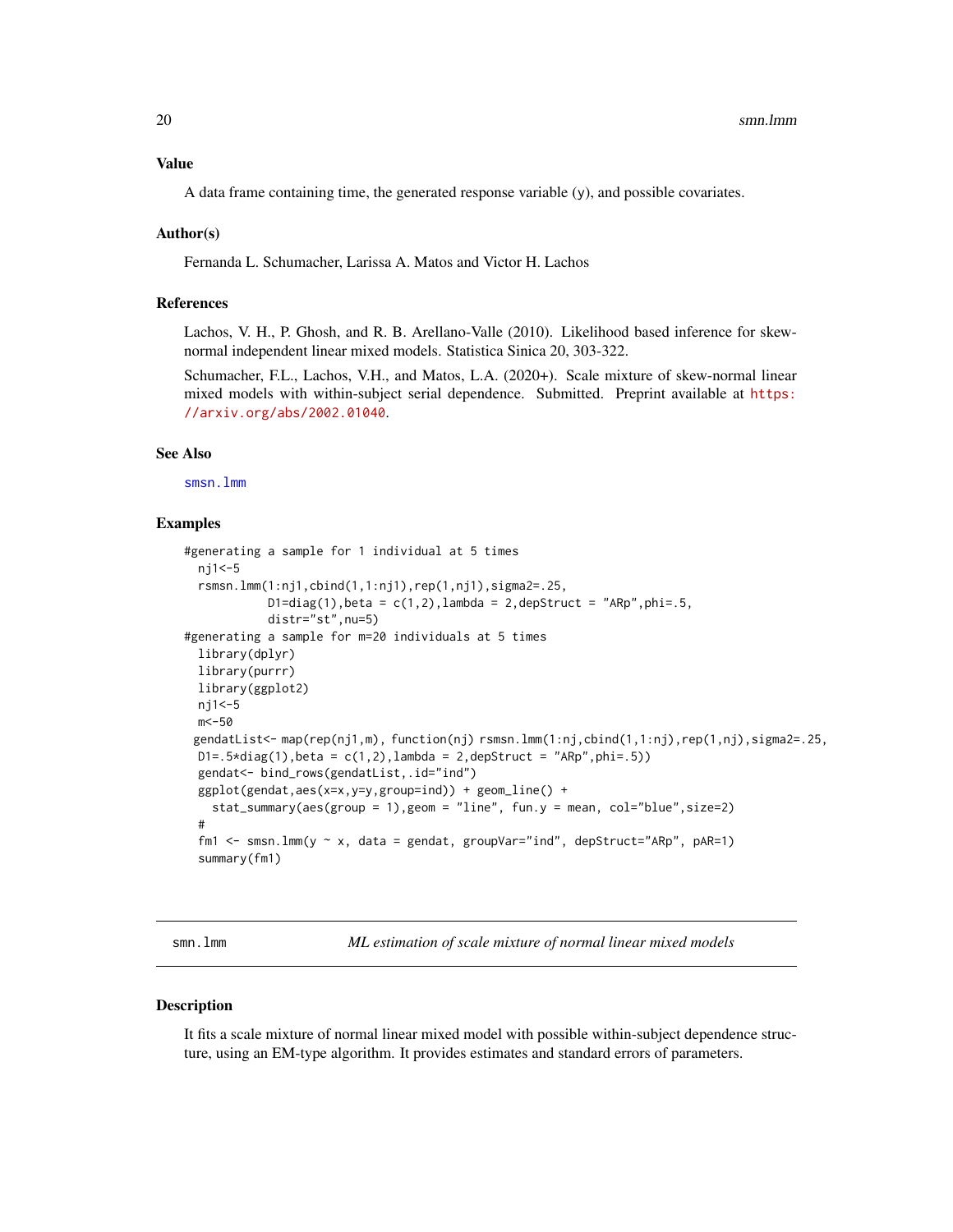### Value

A data frame containing time, the generated response variable (y), and possible covariates.

### Author(s)

Fernanda L. Schumacher, Larissa A. Matos and Victor H. Lachos

### References

Lachos, V. H., P. Ghosh, and R. B. Arellano-Valle (2010). Likelihood based inference for skew-normal independent linear mixed models. Statistica Sinica 20, 303-322.

Schumacher, F.L., Lachos, V.H., and Matos, L.A. (2020+). Scale mixture of skew-normal linear mixed models with within-subject serial dependence. Submitted. Preprint available at https://arxiv.org/abs/2002.01040.

### See Also

smsn.lmm

### Examples

```
#generating a sample for 1 individual at 5 times
  nj1<-5
  rsmsn.lmm(1:nj1,cbind(1,1:nj1),rep(1,nj1),sigma2=.25,
            D1=diag(1),beta = c(1,2),lambda = 2,depStruct = "ARp",phi=.5,
            distr="st",nu=5)
#generating a sample for m=20 individuals at 5 times
  library(dplyr)
  library(purrr)
  library(ggplot2)
  nj1<-5
  m<-50
 gendatList<- map(rep(nj1,m), function(nj) rsmsn.lmm(1:nj,cbind(1,1:nj),rep(1,nj),sigma2=.25,
  D1=.5*diag(1),beta = c(1,2),lambda = 2,depStruct = "ARp",phi=.5))
  gendat<- bind_rows(gendatList,.id="ind")
  ggplot(gendat,aes(x=x,y=y,group=ind)) + geom_line() +
    stat_summary(aes(group = 1),geom = "line", fun.y = mean, col="blue",size=2)
  #
  fm1 <- smsn.lmm(y ~ x, data = gendat, groupVar="ind", depStruct="ARp", pAR=1)
  summary(fm1)
```

---

## smn.lmm — *ML estimation of scale mixture of normal linear mixed models*

### Description

It fits a scale mixture of normal linear mixed model with possible within-subject dependence structure, using an EM-type algorithm. It provides estimates and standard errors of parameters.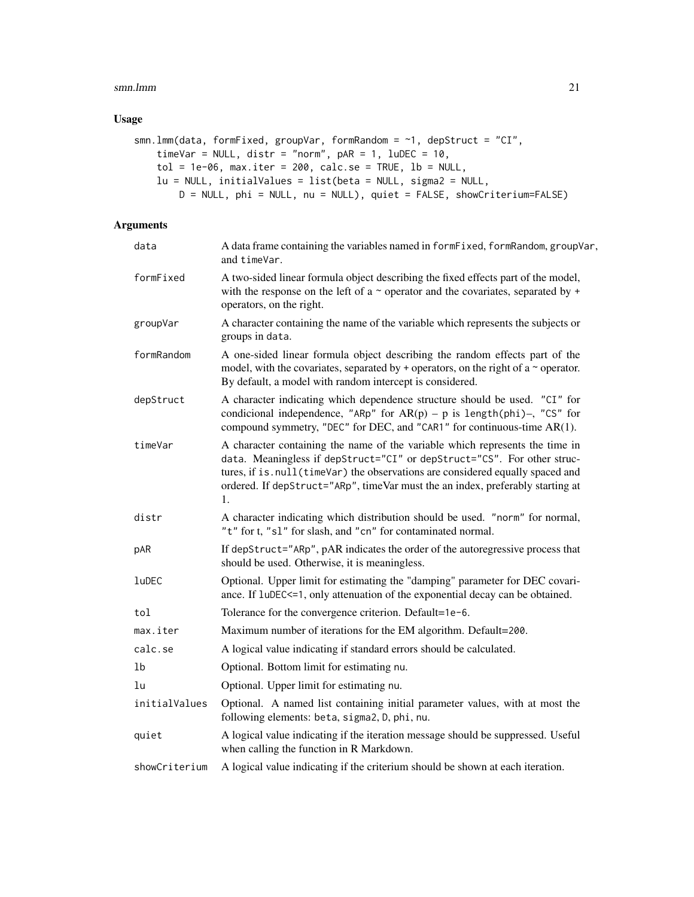## Usage

```
smn.lmm(data, formFixed, groupVar, formRandom = ~1, depStruct = "CI",
    timeVar = NULL, distr = "norm", pAR = 1, luDEC = 10,
    tol = 1e-06, max.iter = 200, calc.se = TRUE, lb = NULL,
    lu = NULL, initialValues = list(beta = NULL, sigma2 = NULL,
        D = NULL, phi = NULL, nu = NULL), quiet = FALSE, showCriterium=FALSE)
```

## Arguments

| | |
|---|---|
| data | A data frame containing the variables named in formFixed, formRandom, groupVar, and timeVar. |
| formFixed | A two-sided linear formula object describing the fixed effects part of the model, with the response on the left of a ~ operator and the covariates, separated by + operators, on the right. |
| groupVar | A character containing the name of the variable which represents the subjects or groups in data. |
| formRandom | A one-sided linear formula object describing the random effects part of the model, with the covariates, separated by + operators, on the right of a ~ operator. By default, a model with random intercept is considered. |
| depStruct | A character indicating which dependence structure should be used. "CI" for condicional independence, "ARp" for AR(p) – p is length(phi)–, "CS" for compound symmetry, "DEC" for DEC, and "CAR1" for continuous-time AR(1). |
| timeVar | A character containing the name of the variable which represents the time in data. Meaningless if depStruct="CI" or depStruct="CS". For other structures, if is.null(timeVar) the observations are considered equally spaced and ordered. If depStruct="ARp", timeVar must the an index, preferably starting at 1. |
| distr | A character indicating which distribution should be used. "norm" for normal, "t" for t, "sl" for slash, and "cn" for contaminated normal. |
| pAR | If depStruct="ARp", pAR indicates the order of the autoregressive process that should be used. Otherwise, it is meaningless. |
| luDEC | Optional. Upper limit for estimating the "damping" parameter for DEC covariance. If luDEC<=1, only attenuation of the exponential decay can be obtained. |
| tol | Tolerance for the convergence criterion. Default=1e-6. |
| max.iter | Maximum number of iterations for the EM algorithm. Default=200. |
| calc.se | A logical value indicating if standard errors should be calculated. |
| lb | Optional. Bottom limit for estimating nu. |
| lu | Optional. Upper limit for estimating nu. |
| initialValues | Optional. A named list containing initial parameter values, with at most the following elements: beta, sigma2, D, phi, nu. |
| quiet | A logical value indicating if the iteration message should be suppressed. Useful when calling the function in R Markdown. |
| showCriterium | A logical value indicating if the criterium should be shown at each iteration. |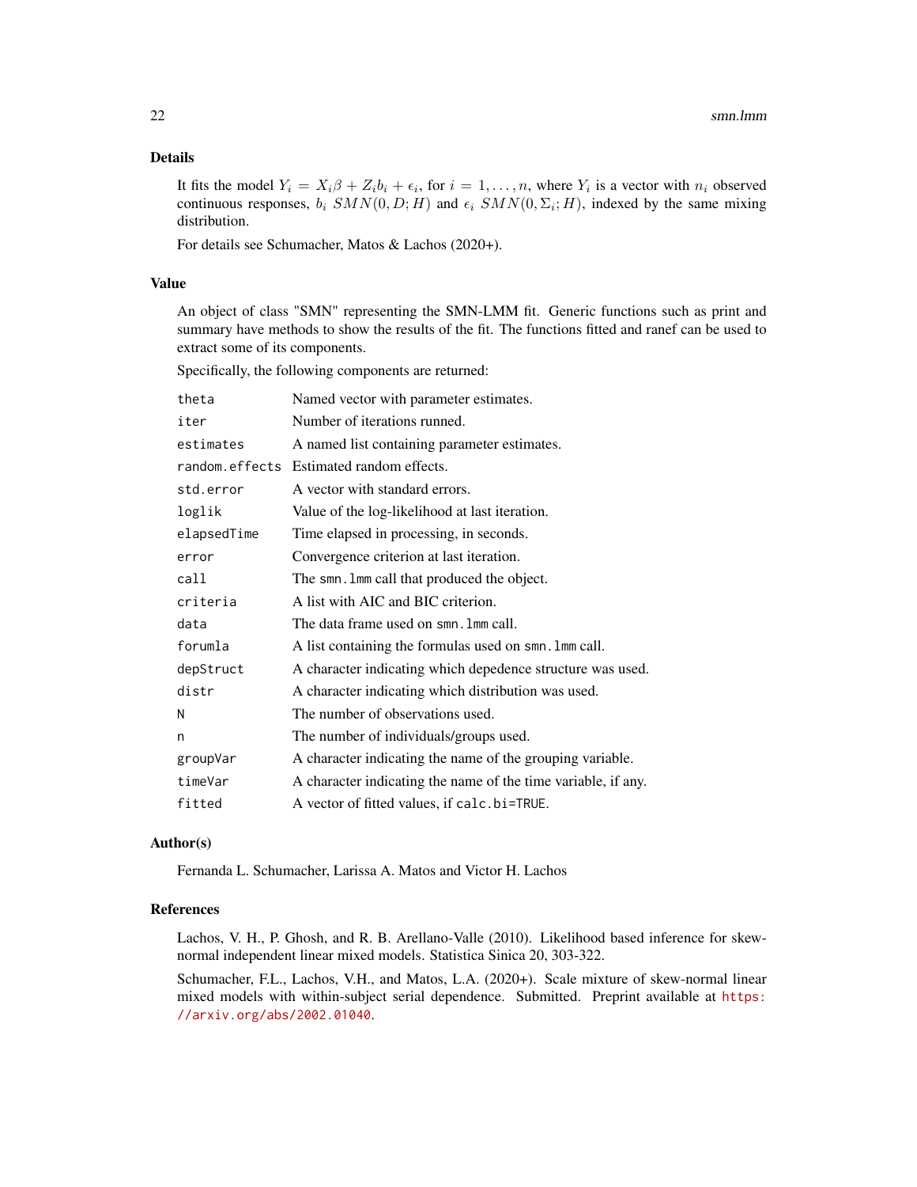## Details

It fits the model $Y_i = X_i\beta + Z_i b_i + \epsilon_i$, for $i = 1, \ldots, n$, where $Y_i$ is a vector with $n_i$ observed continuous responses, $b_i \; SMN(0, D; H)$ and $\epsilon_i \; SMN(0, \Sigma_i; H)$, indexed by the same mixing distribution.

For details see Schumacher, Matos & Lachos (2020+).

## Value

An object of class "SMN" representing the SMN-LMM fit. Generic functions such as print and summary have methods to show the results of the fit. The functions fitted and ranef can be used to extract some of its components.

Specifically, the following components are returned:

| | |
|---|---|
| `theta` | Named vector with parameter estimates. |
| `iter` | Number of iterations runned. |
| `estimates` | A named list containing parameter estimates. |
| `random.effects` | Estimated random effects. |
| `std.error` | A vector with standard errors. |
| `loglik` | Value of the log-likelihood at last iteration. |
| `elapsedTime` | Time elapsed in processing, in seconds. |
| `error` | Convergence criterion at last iteration. |
| `call` | The `smn.lmm` call that produced the object. |
| `criteria` | A list with AIC and BIC criterion. |
| `data` | The data frame used on `smn.lmm` call. |
| `forumla` | A list containing the formulas used on `smn.lmm` call. |
| `depStruct` | A character indicating which depedence structure was used. |
| `distr` | A character indicating which distribution was used. |
| `N` | The number of observations used. |
| `n` | The number of individuals/groups used. |
| `groupVar` | A character indicating the name of the grouping variable. |
| `timeVar` | A character indicating the name of the time variable, if any. |
| `fitted` | A vector of fitted values, if `calc.bi=TRUE`. |

## Author(s)

Fernanda L. Schumacher, Larissa A. Matos and Victor H. Lachos

## References

Lachos, V. H., P. Ghosh, and R. B. Arellano-Valle (2010). Likelihood based inference for skew-normal independent linear mixed models. Statistica Sinica 20, 303-322.

Schumacher, F.L., Lachos, V.H., and Matos, L.A. (2020+). Scale mixture of skew-normal linear mixed models with within-subject serial dependence. Submitted. Preprint available at https://arxiv.org/abs/2002.01040.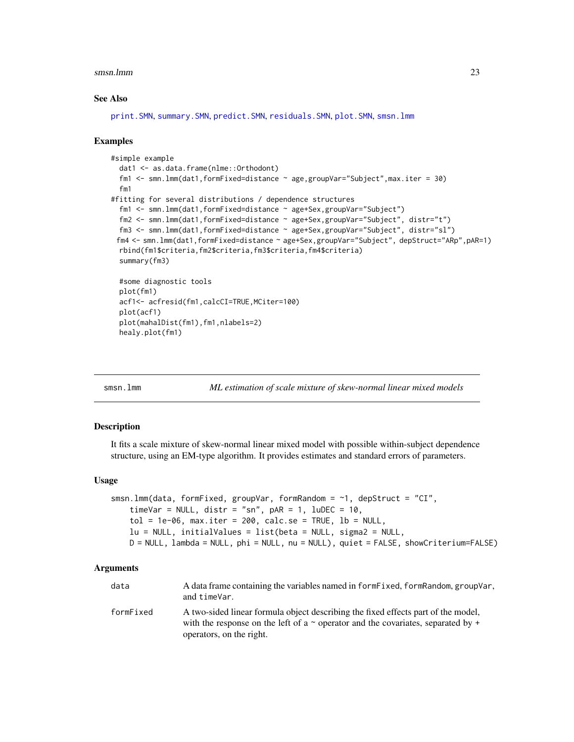### See Also

print.SMN, summary.SMN, predict.SMN, residuals.SMN, plot.SMN, smsn.lmm

### Examples

```
#simple example
  dat1 <- as.data.frame(nlme::Orthodont)
  fm1 <- smn.lmm(dat1,formFixed=distance ~ age,groupVar="Subject",max.iter = 30)
  fm1
#fitting for several distributions / dependence structures
  fm1 <- smn.lmm(dat1,formFixed=distance ~ age+Sex,groupVar="Subject")
  fm2 <- smn.lmm(dat1,formFixed=distance ~ age+Sex,groupVar="Subject", distr="t")
  fm3 <- smn.lmm(dat1,formFixed=distance ~ age+Sex,groupVar="Subject", distr="sl")
 fm4 <- smn.lmm(dat1,formFixed=distance ~ age+Sex,groupVar="Subject", depStruct="ARp",pAR=1)
  rbind(fm1$criteria,fm2$criteria,fm3$criteria,fm4$criteria)
  summary(fm3)

  #some diagnostic tools
  plot(fm1)
  acf1<- acfresid(fm1,calcCI=TRUE,MCiter=100)
  plot(acf1)
  plot(mahalDist(fm1),fm1,nlabels=2)
  healy.plot(fm1)
```

---

## smsn.lmm — *ML estimation of scale mixture of skew-normal linear mixed models*

### Description

It fits a scale mixture of skew-normal linear mixed model with possible within-subject dependence structure, using an EM-type algorithm. It provides estimates and standard errors of parameters.

### Usage

```
smsn.lmm(data, formFixed, groupVar, formRandom = ~1, depStruct = "CI",
    timeVar = NULL, distr = "sn", pAR = 1, luDEC = 10,
    tol = 1e-06, max.iter = 200, calc.se = TRUE, lb = NULL,
    lu = NULL, initialValues = list(beta = NULL, sigma2 = NULL,
    D = NULL, lambda = NULL, phi = NULL, nu = NULL), quiet = FALSE, showCriterium=FALSE)
```

### Arguments

| | |
|---|---|
| data | A data frame containing the variables named in `formFixed`, `formRandom`, `groupVar`, and `timeVar`. |
| formFixed | A two-sided linear formula object describing the fixed effects part of the model, with the response on the left of a ~ operator and the covariates, separated by + operators, on the right. |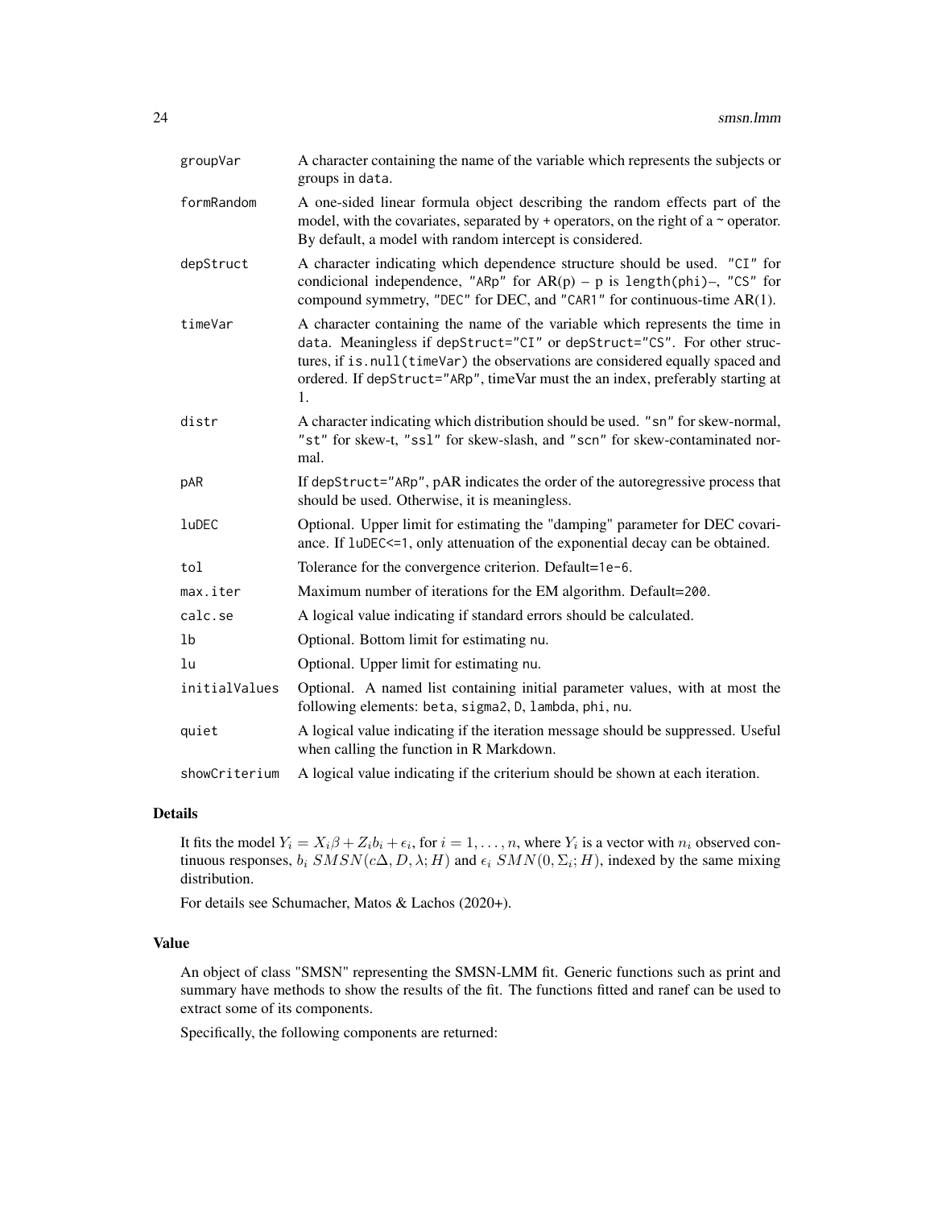| | |
|---|---|
| `groupVar` | A character containing the name of the variable which represents the subjects or groups in `data`. |
| `formRandom` | A one-sided linear formula object describing the random effects part of the model, with the covariates, separated by + operators, on the right of a ~ operator. By default, a model with random intercept is considered. |
| `depStruct` | A character indicating which dependence structure should be used. `"CI"` for condicional independence, `"ARp"` for AR(p) – p is `length(phi)`–, `"CS"` for compound symmetry, `"DEC"` for DEC, and `"CAR1"` for continuous-time AR(1). |
| `timeVar` | A character containing the name of the variable which represents the time in `data`. Meaningless if `depStruct="CI"` or `depStruct="CS"`. For other structures, if `is.null(timeVar)` the observations are considered equally spaced and ordered. If `depStruct="ARp"`, timeVar must the an index, preferably starting at 1. |
| `distr` | A character indicating which distribution should be used. `"sn"` for skew-normal, `"st"` for skew-t, `"ssl"` for skew-slash, and `"scn"` for skew-contaminated normal. |
| `pAR` | If `depStruct="ARp"`, pAR indicates the order of the autoregressive process that should be used. Otherwise, it is meaningless. |
| `luDEC` | Optional. Upper limit for estimating the "damping" parameter for DEC covariance. If `luDEC<=1`, only attenuation of the exponential decay can be obtained. |
| `tol` | Tolerance for the convergence criterion. Default=`1e-6`. |
| `max.iter` | Maximum number of iterations for the EM algorithm. Default=`200`. |
| `calc.se` | A logical value indicating if standard errors should be calculated. |
| `lb` | Optional. Bottom limit for estimating `nu`. |
| `lu` | Optional. Upper limit for estimating `nu`. |
| `initialValues` | Optional. A named list containing initial parameter values, with at most the following elements: `beta`, `sigma2`, `D`, `lambda`, `phi`, `nu`. |
| `quiet` | A logical value indicating if the iteration message should be suppressed. Useful when calling the function in R Markdown. |
| `showCriterium` | A logical value indicating if the criterium should be shown at each iteration. |

## Details

It fits the model $Y_i = X_i\beta + Z_i b_i + \epsilon_i$, for $i = 1, \ldots, n$, where $Y_i$ is a vector with $n_i$ observed continuous responses, $b_i\ SMSN(c\Delta, D, \lambda; H)$ and $\epsilon_i\ SMN(0, \Sigma_i; H)$, indexed by the same mixing distribution.

For details see Schumacher, Matos & Lachos (2020+).

## Value

An object of class "SMSN" representing the SMSN-LMM fit. Generic functions such as print and summary have methods to show the results of the fit. The functions fitted and ranef can be used to extract some of its components.

Specifically, the following components are returned: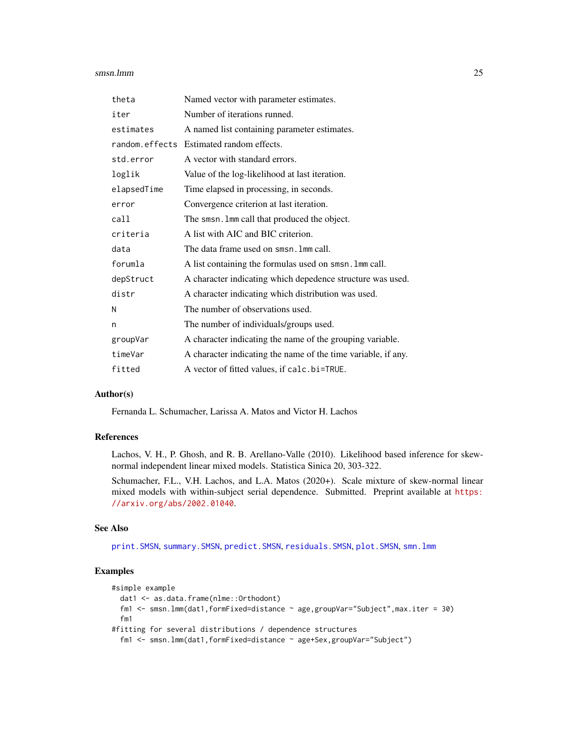| | |
|---|---|
| theta | Named vector with parameter estimates. |
| iter | Number of iterations runned. |
| estimates | A named list containing parameter estimates. |
| random.effects | Estimated random effects. |
| std.error | A vector with standard errors. |
| loglik | Value of the log-likelihood at last iteration. |
| elapsedTime | Time elapsed in processing, in seconds. |
| error | Convergence criterion at last iteration. |
| call | The smsn.lmm call that produced the object. |
| criteria | A list with AIC and BIC criterion. |
| data | The data frame used on smsn.lmm call. |
| forumla | A list containing the formulas used on smsn.lmm call. |
| depStruct | A character indicating which depedence structure was used. |
| distr | A character indicating which distribution was used. |
| N | The number of observations used. |
| n | The number of individuals/groups used. |
| groupVar | A character indicating the name of the grouping variable. |
| timeVar | A character indicating the name of the time variable, if any. |
| fitted | A vector of fitted values, if calc.bi=TRUE. |

## Author(s)

Fernanda L. Schumacher, Larissa A. Matos and Victor H. Lachos

## References

Lachos, V. H., P. Ghosh, and R. B. Arellano-Valle (2010). Likelihood based inference for skew-normal independent linear mixed models. Statistica Sinica 20, 303-322.

Schumacher, F.L., V.H. Lachos, and L.A. Matos (2020+). Scale mixture of skew-normal linear mixed models with within-subject serial dependence. Submitted. Preprint available at https://arxiv.org/abs/2002.01040.

## See Also

print.SMSN, summary.SMSN, predict.SMSN, residuals.SMSN, plot.SMSN, smn.lmm

## Examples

```
#simple example
  dat1 <- as.data.frame(nlme::Orthodont)
  fm1 <- smsn.lmm(dat1,formFixed=distance ~ age,groupVar="Subject",max.iter = 30)
  fm1
#fitting for several distributions / dependence structures
  fm1 <- smsn.lmm(dat1,formFixed=distance ~ age+Sex,groupVar="Subject")
```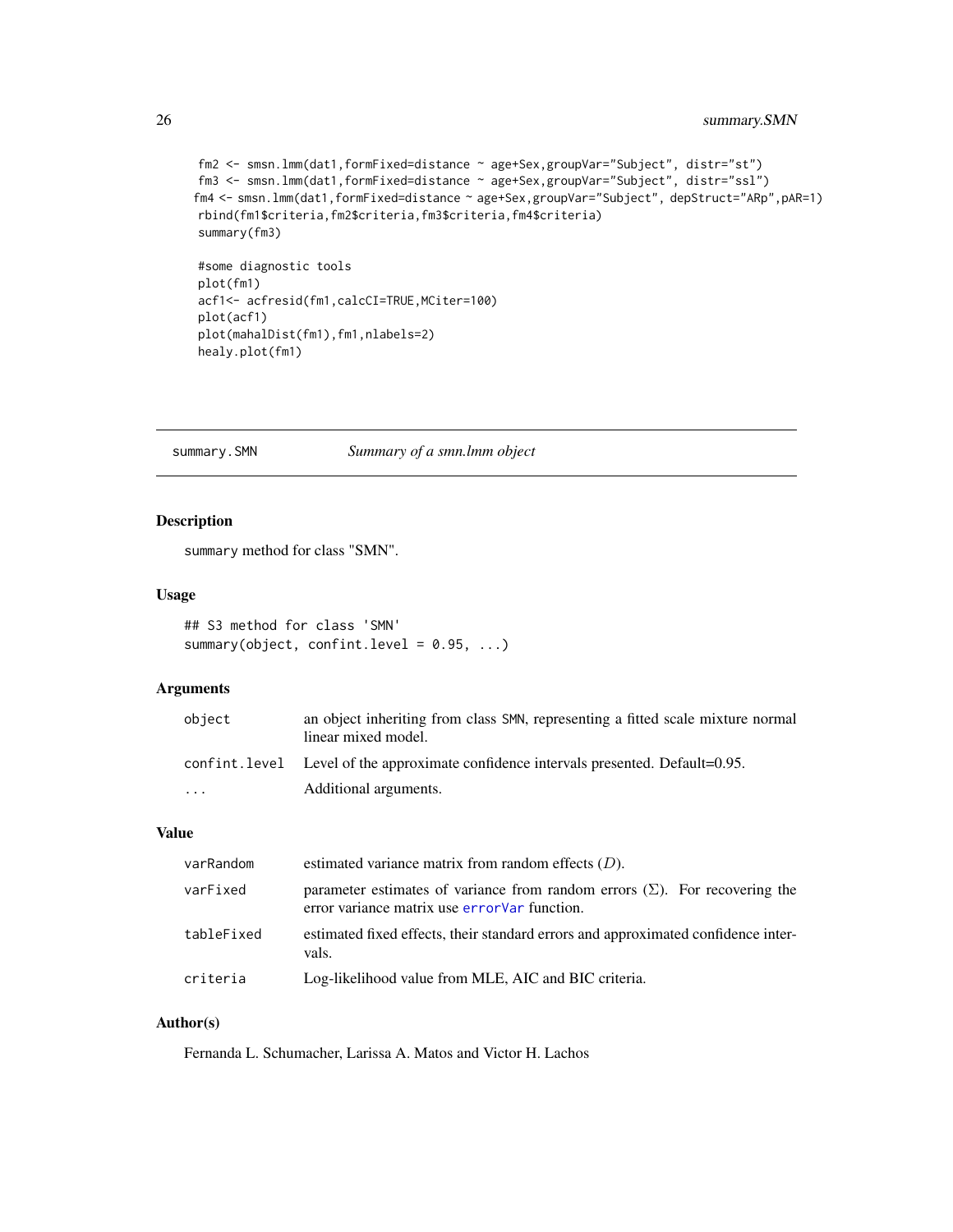```
fm2 <- smsn.lmm(dat1,formFixed=distance ~ age+Sex,groupVar="Subject", distr="st")
fm3 <- smsn.lmm(dat1,formFixed=distance ~ age+Sex,groupVar="Subject", distr="ssl")
fm4 <- smsn.lmm(dat1,formFixed=distance ~ age+Sex,groupVar="Subject", depStruct="ARp",pAR=1)
rbind(fm1$criteria,fm2$criteria,fm3$criteria,fm4$criteria)
summary(fm3)

#some diagnostic tools
plot(fm1)
acf1<- acfresid(fm1,calcCI=TRUE,MCiter=100)
plot(acf1)
plot(mahalDist(fm1),fm1,nlabels=2)
healy.plot(fm1)
```

---

## summary.SMN — *Summary of a smn.lmm object*

### Description

`summary` method for class "SMN".

### Usage

```
## S3 method for class 'SMN'
summary(object, confint.level = 0.95, ...)
```

### Arguments

| | |
|---|---|
| `object` | an object inheriting from class `SMN`, representing a fitted scale mixture normal linear mixed model. |
| `confint.level` | Level of the approximate confidence intervals presented. Default=0.95. |
| `...` | Additional arguments. |

### Value

| | |
|---|---|
| `varRandom` | estimated variance matrix from random effects ($D$). |
| `varFixed` | parameter estimates of variance from random errors ($\Sigma$). For recovering the error variance matrix use `errorVar` function. |
| `tableFixed` | estimated fixed effects, their standard errors and approximated confidence intervals. |
| `criteria` | Log-likelihood value from MLE, AIC and BIC criteria. |

### Author(s)

Fernanda L. Schumacher, Larissa A. Matos and Victor H. Lachos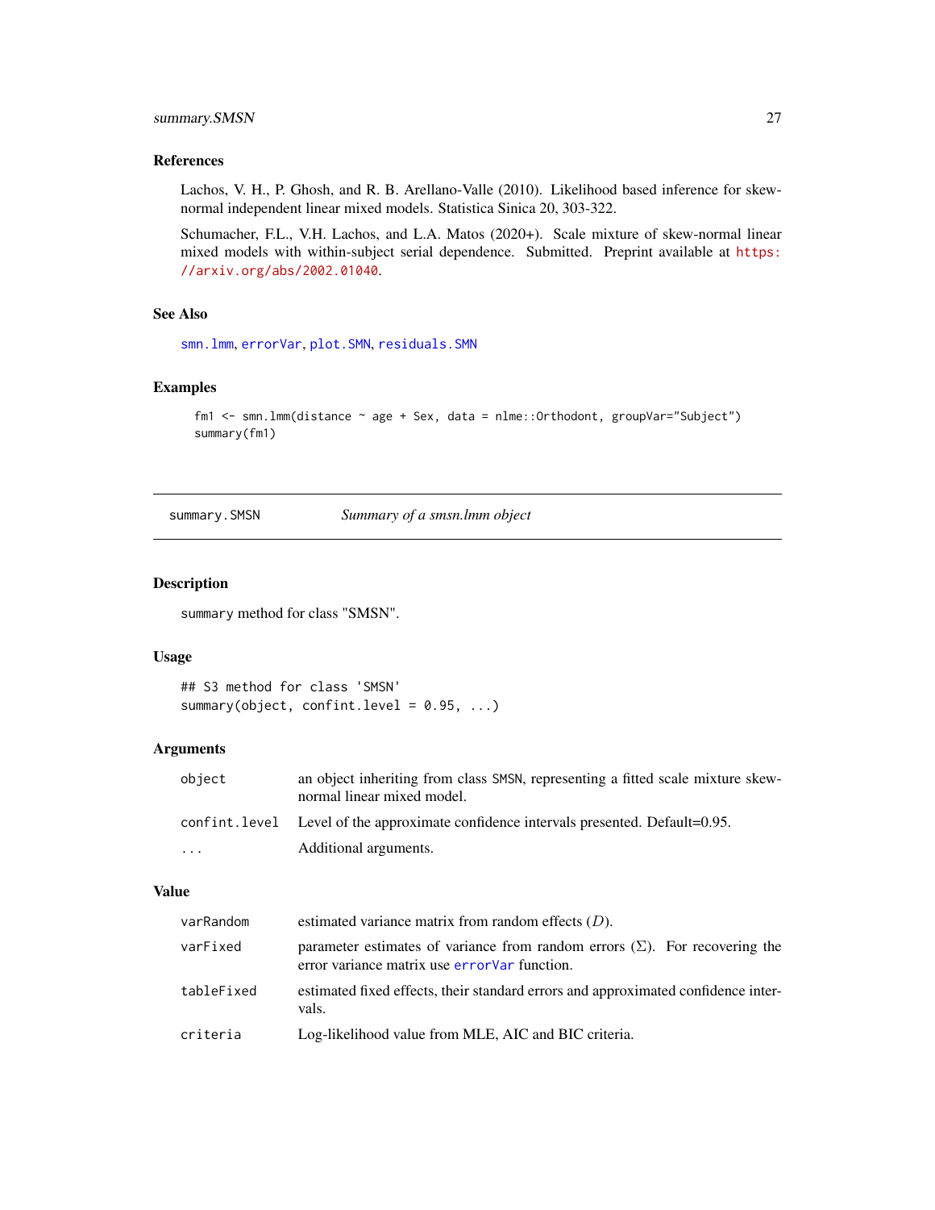### References

Lachos, V. H., P. Ghosh, and R. B. Arellano-Valle (2010). Likelihood based inference for skew-normal independent linear mixed models. Statistica Sinica 20, 303-322.

Schumacher, F.L., V.H. Lachos, and L.A. Matos (2020+). Scale mixture of skew-normal linear mixed models with within-subject serial dependence. Submitted. Preprint available at https://arxiv.org/abs/2002.01040.

### See Also

smn.lmm, errorVar, plot.SMN, residuals.SMN

### Examples

```
fm1 <- smn.lmm(distance ~ age + Sex, data = nlme::Orthodont, groupVar="Subject")
summary(fm1)
```

---

## summary.SMSN — *Summary of a smsn.lmm object*

### Description

summary method for class "SMSN".

### Usage

```
## S3 method for class 'SMSN'
summary(object, confint.level = 0.95, ...)
```

### Arguments

| | |
|---|---|
| object | an object inheriting from class SMSN, representing a fitted scale mixture skew-normal linear mixed model. |
| confint.level | Level of the approximate confidence intervals presented. Default=0.95. |
| ... | Additional arguments. |

### Value

| | |
|---|---|
| varRandom | estimated variance matrix from random effects ($D$). |
| varFixed | parameter estimates of variance from random errors ($\Sigma$). For recovering the error variance matrix use errorVar function. |
| tableFixed | estimated fixed effects, their standard errors and approximated confidence intervals. |
| criteria | Log-likelihood value from MLE, AIC and BIC criteria. |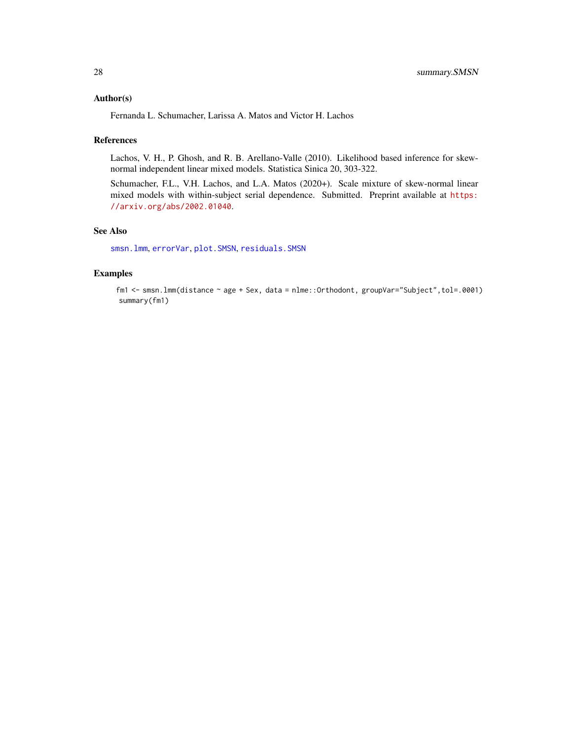## Author(s)

Fernanda L. Schumacher, Larissa A. Matos and Victor H. Lachos

## References

Lachos, V. H., P. Ghosh, and R. B. Arellano-Valle (2010). Likelihood based inference for skew-normal independent linear mixed models. Statistica Sinica 20, 303-322.

Schumacher, F.L., V.H. Lachos, and L.A. Matos (2020+). Scale mixture of skew-normal linear mixed models with within-subject serial dependence. Submitted. Preprint available at https://arxiv.org/abs/2002.01040.

## See Also

smsn.lmm, errorVar, plot.SMSN, residuals.SMSN

## Examples

```
fm1 <- smsn.lmm(distance ~ age + Sex, data = nlme::Orthodont, groupVar="Subject",tol=.0001)
summary(fm1)
```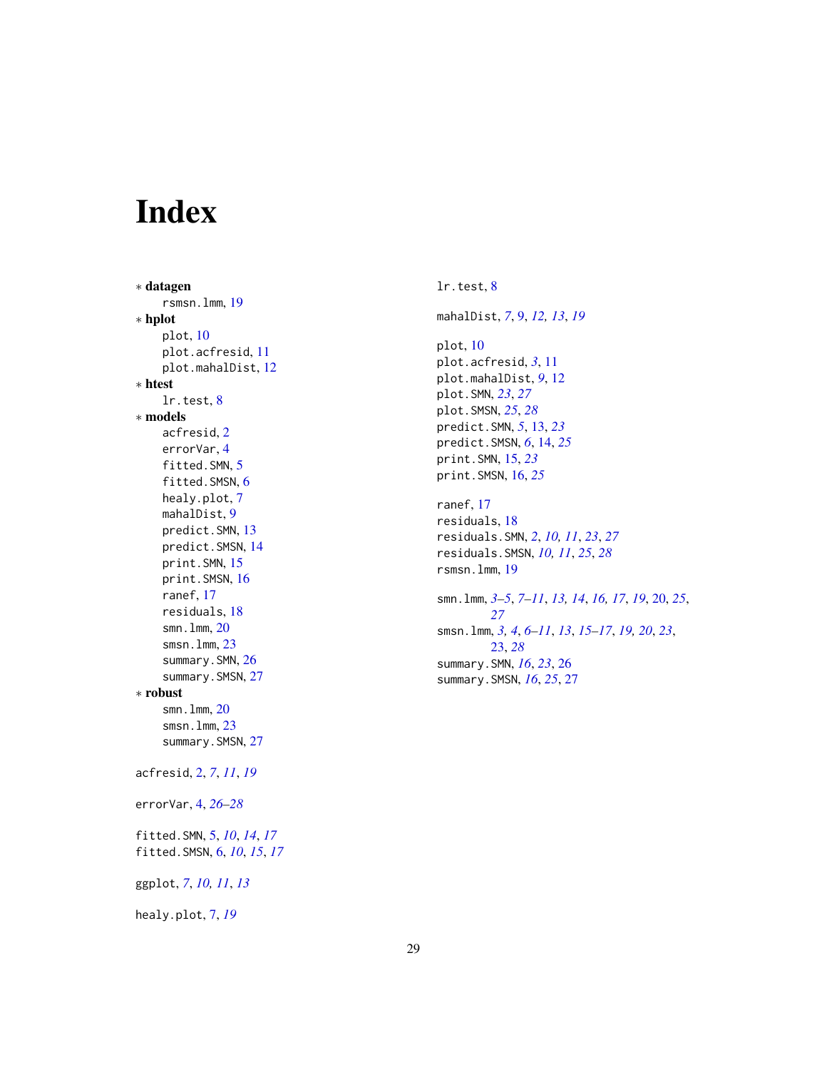# Index

∗ **datagen**
  rsmsn.lmm, 19

∗ **hplot**
  plot, 10
  plot.acfresid, 11
  plot.mahalDist, 12

∗ **htest**
  lr.test, 8

∗ **models**
  acfresid, 2
  errorVar, 4
  fitted.SMN, 5
  fitted.SMSN, 6
  healy.plot, 7
  mahalDist, 9
  predict.SMN, 13
  predict.SMSN, 14
  print.SMN, 15
  print.SMSN, 16
  ranef, 17
  residuals, 18
  smn.lmm, 20
  smsn.lmm, 23
  summary.SMN, 26
  summary.SMSN, 27

∗ **robust**
  smn.lmm, 20
  smsn.lmm, 23
  summary.SMSN, 27

acfresid, 2, *7*, *11*, *19*

errorVar, 4, *26–28*

fitted.SMN, 5, *10*, *14*, *17*
fitted.SMSN, 6, *10*, *15*, *17*

ggplot, *7*, *10, 11*, *13*

healy.plot, 7, *19*

lr.test, 8

mahalDist, *7*, 9, *12, 13*, *19*

plot, 10
plot.acfresid, *3*, 11
plot.mahalDist, *9*, 12
plot.SMN, *23*, *27*
plot.SMSN, *25*, *28*
predict.SMN, *5*, 13, *23*
predict.SMSN, *6*, 14, *25*
print.SMN, 15, *23*
print.SMSN, 16, *25*

ranef, 17
residuals, 18
residuals.SMN, *2*, *10, 11*, *23*, *27*
residuals.SMSN, *10, 11*, *25*, *28*
rsmsn.lmm, 19

smn.lmm, *3–5*, *7–11*, *13, 14*, *16, 17*, *19*, 20, *25*, *27*
smsn.lmm, *3, 4*, *6–11*, *13*, *15–17*, *19, 20*, *23*, 23, *28*
summary.SMN, *16*, *23*, 26
summary.SMSN, *16*, *25*, 27